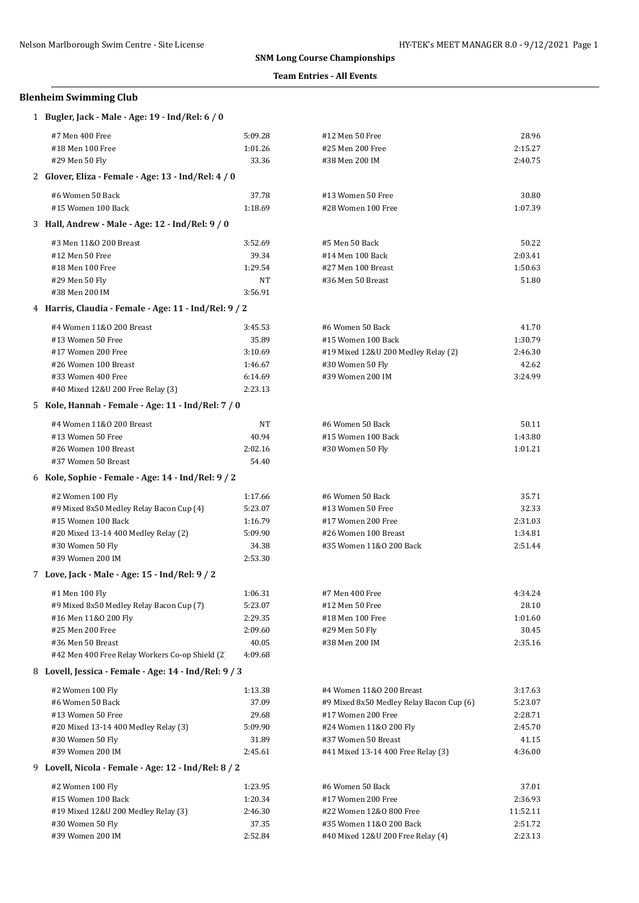**SNM Long Course Championships**

**Team Entries - All Events**

## Blenheim Swimming Club

### 1 Bugler, Jack - Male - Age: 19 - Ind/Rel: 6 / 0

| Event | Time | Event | Time |
|---|---|---|---|
| #7 Men 400 Free | 5:09.28 | #12 Men 50 Free | 28.96 |
| #18 Men 100 Free | 1:01.26 | #25 Men 200 Free | 2:15.27 |
| #29 Men 50 Fly | 33.36 | #38 Men 200 IM | 2:40.75 |

### 2 Glover, Eliza - Female - Age: 13 - Ind/Rel: 4 / 0

| Event | Time | Event | Time |
|---|---|---|---|
| #6 Women 50 Back | 37.78 | #13 Women 50 Free | 30.80 |
| #15 Women 100 Back | 1:18.69 | #28 Women 100 Free | 1:07.39 |

### 3 Hall, Andrew - Male - Age: 12 - Ind/Rel: 9 / 0

| Event | Time | Event | Time |
|---|---|---|---|
| #3 Men 11&O 200 Breast | 3:52.69 | #5 Men 50 Back | 50.22 |
| #12 Men 50 Free | 39.34 | #14 Men 100 Back | 2:03.41 |
| #18 Men 100 Free | 1:29.54 | #27 Men 100 Breast | 1:50.63 |
| #29 Men 50 Fly | NT | #36 Men 50 Breast | 51.80 |
| #38 Men 200 IM | 3:56.91 | | |

### 4 Harris, Claudia - Female - Age: 11 - Ind/Rel: 9 / 2

| Event | Time | Event | Time |
|---|---|---|---|
| #4 Women 11&O 200 Breast | 3:45.53 | #6 Women 50 Back | 41.70 |
| #13 Women 50 Free | 35.89 | #15 Women 100 Back | 1:30.79 |
| #17 Women 200 Free | 3:10.69 | #19 Mixed 12&U 200 Medley Relay (2) | 2:46.30 |
| #26 Women 100 Breast | 1:46.67 | #30 Women 50 Fly | 42.62 |
| #33 Women 400 Free | 6:14.69 | #39 Women 200 IM | 3:24.99 |
| #40 Mixed 12&U 200 Free Relay (3) | 2:23.13 | | |

### 5 Kole, Hannah - Female - Age: 11 - Ind/Rel: 7 / 0

| Event | Time | Event | Time |
|---|---|---|---|
| #4 Women 11&O 200 Breast | NT | #6 Women 50 Back | 50.11 |
| #13 Women 50 Free | 40.94 | #15 Women 100 Back | 1:43.80 |
| #26 Women 100 Breast | 2:02.16 | #30 Women 50 Fly | 1:01.21 |
| #37 Women 50 Breast | 54.40 | | |

### 6 Kole, Sophie - Female - Age: 14 - Ind/Rel: 9 / 2

| Event | Time | Event | Time |
|---|---|---|---|
| #2 Women 100 Fly | 1:17.66 | #6 Women 50 Back | 35.71 |
| #9 Mixed 8x50 Medley Relay Bacon Cup (4) | 5:23.07 | #13 Women 50 Free | 32.33 |
| #15 Women 100 Back | 1:16.79 | #17 Women 200 Free | 2:31.03 |
| #20 Mixed 13-14 400 Medley Relay (2) | 5:09.90 | #26 Women 100 Breast | 1:34.81 |
| #30 Women 50 Fly | 34.38 | #35 Women 11&O 200 Back | 2:51.44 |
| #39 Women 200 IM | 2:53.30 | | |

### 7 Love, Jack - Male - Age: 15 - Ind/Rel: 9 / 2

| Event | Time | Event | Time |
|---|---|---|---|
| #1 Men 100 Fly | 1:06.31 | #7 Men 400 Free | 4:34.24 |
| #9 Mixed 8x50 Medley Relay Bacon Cup (7) | 5:23.07 | #12 Men 50 Free | 28.10 |
| #16 Men 11&O 200 Fly | 2:29.35 | #18 Men 100 Free | 1:01.60 |
| #25 Men 200 Free | 2:09.60 | #29 Men 50 Fly | 30.45 |
| #36 Men 50 Breast | 40.05 | #38 Men 200 IM | 2:35.16 |
| #42 Men 400 Free Relay Workers Co-op Shield (2 | 4:09.68 | | |

### 8 Lovell, Jessica - Female - Age: 14 - Ind/Rel: 9 / 3

| Event | Time | Event | Time |
|---|---|---|---|
| #2 Women 100 Fly | 1:13.38 | #4 Women 11&O 200 Breast | 3:17.63 |
| #6 Women 50 Back | 37.09 | #9 Mixed 8x50 Medley Relay Bacon Cup (6) | 5:23.07 |
| #13 Women 50 Free | 29.68 | #17 Women 200 Free | 2:28.71 |
| #20 Mixed 13-14 400 Medley Relay (3) | 5:09.90 | #24 Women 11&O 200 Fly | 2:45.70 |
| #30 Women 50 Fly | 31.89 | #37 Women 50 Breast | 41.15 |
| #39 Women 200 IM | 2:45.61 | #41 Mixed 13-14 400 Free Relay (3) | 4:36.00 |

### 9 Lovell, Nicola - Female - Age: 12 - Ind/Rel: 8 / 2

| Event | Time | Event | Time |
|---|---|---|---|
| #2 Women 100 Fly | 1:23.95 | #6 Women 50 Back | 37.01 |
| #15 Women 100 Back | 1:20.34 | #17 Women 200 Free | 2:36.93 |
| #19 Mixed 12&U 200 Medley Relay (3) | 2:46.30 | #22 Women 12&O 800 Free | 11:52.11 |
| #30 Women 50 Fly | 37.35 | #35 Women 11&O 200 Back | 2:51.72 |
| #39 Women 200 IM | 2:52.84 | #40 Mixed 12&U 200 Free Relay (4) | 2:23.13 |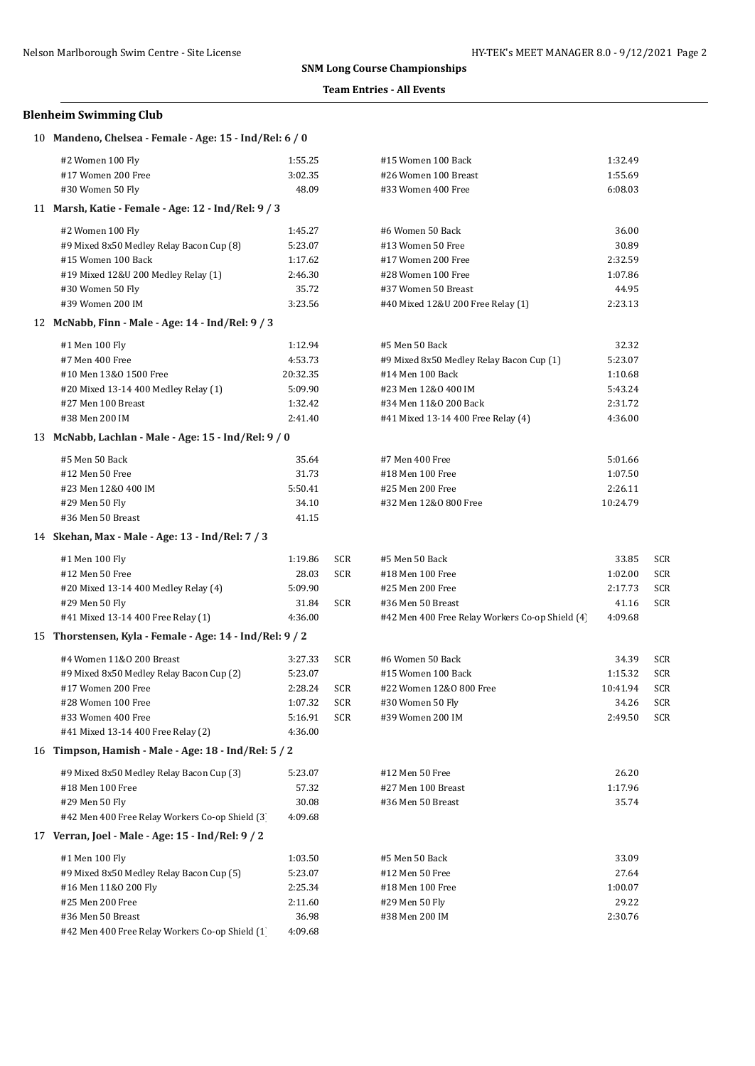**SNM Long Course Championships**

**Team Entries - All Events**

### Blenheim Swimming Club

**10 Mandeno, Chelsea - Female - Age: 15 - Ind/Rel: 6 / 0**

| Event | Time | | Event | Time | |
|---|---|---|---|---|---|
| #2 Women 100 Fly | 1:55.25 | | #15 Women 100 Back | 1:32.49 | |
| #17 Women 200 Free | 3:02.35 | | #26 Women 100 Breast | 1:55.69 | |
| #30 Women 50 Fly | 48.09 | | #33 Women 400 Free | 6:08.03 | |

**11 Marsh, Katie - Female - Age: 12 - Ind/Rel: 9 / 3**

| Event | Time | | Event | Time | |
|---|---|---|---|---|---|
| #2 Women 100 Fly | 1:45.27 | | #6 Women 50 Back | 36.00 | |
| #9 Mixed 8x50 Medley Relay Bacon Cup (8) | 5:23.07 | | #13 Women 50 Free | 30.89 | |
| #15 Women 100 Back | 1:17.62 | | #17 Women 200 Free | 2:32.59 | |
| #19 Mixed 12&U 200 Medley Relay (1) | 2:46.30 | | #28 Women 100 Free | 1:07.86 | |
| #30 Women 50 Fly | 35.72 | | #37 Women 50 Breast | 44.95 | |
| #39 Women 200 IM | 3:23.56 | | #40 Mixed 12&U 200 Free Relay (1) | 2:23.13 | |

**12 McNabb, Finn - Male - Age: 14 - Ind/Rel: 9 / 3**

| Event | Time | | Event | Time | |
|---|---|---|---|---|---|
| #1 Men 100 Fly | 1:12.94 | | #5 Men 50 Back | 32.32 | |
| #7 Men 400 Free | 4:53.73 | | #9 Mixed 8x50 Medley Relay Bacon Cup (1) | 5:23.07 | |
| #10 Men 13&O 1500 Free | 20:32.35 | | #14 Men 100 Back | 1:10.68 | |
| #20 Mixed 13-14 400 Medley Relay (1) | 5:09.90 | | #23 Men 12&O 400 IM | 5:43.24 | |
| #27 Men 100 Breast | 1:32.42 | | #34 Men 11&O 200 Back | 2:31.72 | |
| #38 Men 200 IM | 2:41.40 | | #41 Mixed 13-14 400 Free Relay (4) | 4:36.00 | |

**13 McNabb, Lachlan - Male - Age: 15 - Ind/Rel: 9 / 0**

| Event | Time | | Event | Time | |
|---|---|---|---|---|---|
| #5 Men 50 Back | 35.64 | | #7 Men 400 Free | 5:01.66 | |
| #12 Men 50 Free | 31.73 | | #18 Men 100 Free | 1:07.50 | |
| #23 Men 12&O 400 IM | 5:50.41 | | #25 Men 200 Free | 2:26.11 | |
| #29 Men 50 Fly | 34.10 | | #32 Men 12&O 800 Free | 10:24.79 | |
| #36 Men 50 Breast | 41.15 | | | | |

**14 Skehan, Max - Male - Age: 13 - Ind/Rel: 7 / 3**

| Event | Time | | Event | Time | |
|---|---|---|---|---|---|
| #1 Men 100 Fly | 1:19.86 | SCR | #5 Men 50 Back | 33.85 | SCR |
| #12 Men 50 Free | 28.03 | SCR | #18 Men 100 Free | 1:02.00 | SCR |
| #20 Mixed 13-14 400 Medley Relay (4) | 5:09.90 | | #25 Men 200 Free | 2:17.73 | SCR |
| #29 Men 50 Fly | 31.84 | SCR | #36 Men 50 Breast | 41.16 | SCR |
| #41 Mixed 13-14 400 Free Relay (1) | 4:36.00 | | #42 Men 400 Free Relay Workers Co-op Shield (4) | 4:09.68 | |

**15 Thorstensen, Kyla - Female - Age: 14 - Ind/Rel: 9 / 2**

| Event | Time | | Event | Time | |
|---|---|---|---|---|---|
| #4 Women 11&O 200 Breast | 3:27.33 | SCR | #6 Women 50 Back | 34.39 | SCR |
| #9 Mixed 8x50 Medley Relay Bacon Cup (2) | 5:23.07 | | #15 Women 100 Back | 1:15.32 | SCR |
| #17 Women 200 Free | 2:28.24 | SCR | #22 Women 12&O 800 Free | 10:41.94 | SCR |
| #28 Women 100 Free | 1:07.32 | SCR | #30 Women 50 Fly | 34.26 | SCR |
| #33 Women 400 Free | 5:16.91 | SCR | #39 Women 200 IM | 2:49.50 | SCR |
| #41 Mixed 13-14 400 Free Relay (2) | 4:36.00 | | | | |

**16 Timpson, Hamish - Male - Age: 18 - Ind/Rel: 5 / 2**

| Event | Time | | Event | Time | |
|---|---|---|---|---|---|
| #9 Mixed 8x50 Medley Relay Bacon Cup (3) | 5:23.07 | | #12 Men 50 Free | 26.20 | |
| #18 Men 100 Free | 57.32 | | #27 Men 100 Breast | 1:17.96 | |
| #29 Men 50 Fly | 30.08 | | #36 Men 50 Breast | 35.74 | |
| #42 Men 400 Free Relay Workers Co-op Shield (3) | 4:09.68 | | | | |

**17 Verran, Joel - Male - Age: 15 - Ind/Rel: 9 / 2**

| Event | Time | | Event | Time | |
|---|---|---|---|---|---|
| #1 Men 100 Fly | 1:03.50 | | #5 Men 50 Back | 33.09 | |
| #9 Mixed 8x50 Medley Relay Bacon Cup (5) | 5:23.07 | | #12 Men 50 Free | 27.64 | |
| #16 Men 11&O 200 Fly | 2:25.34 | | #18 Men 100 Free | 1:00.07 | |
| #25 Men 200 Free | 2:11.60 | | #29 Men 50 Fly | 29.22 | |
| #36 Men 50 Breast | 36.98 | | #38 Men 200 IM | 2:30.76 | |
| #42 Men 400 Free Relay Workers Co-op Shield (1) | 4:09.68 | | | | |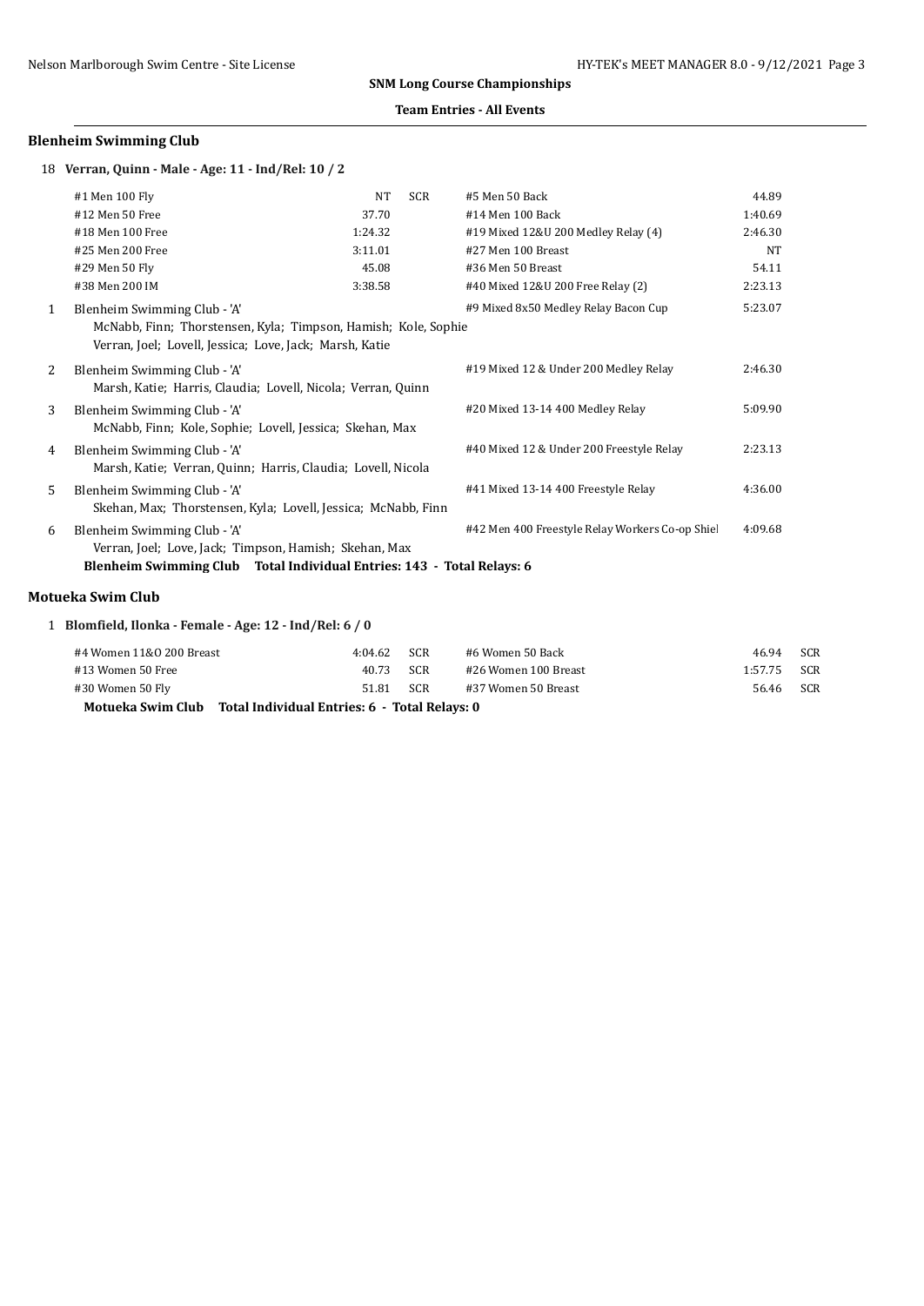**SNM Long Course Championships**

**Team Entries - All Events**

## Blenheim Swimming Club

### 18 Verran, Quinn - Male - Age: 11 - Ind/Rel: 10 / 2

| Event | Time | | Event | Time |
|---|---|---|---|---|
| #1 Men 100 Fly | NT | SCR | #5 Men 50 Back | 44.89 |
| #12 Men 50 Free | 37.70 | | #14 Men 100 Back | 1:40.69 |
| #18 Men 100 Free | 1:24.32 | | #19 Mixed 12&U 200 Medley Relay (4) | 2:46.30 |
| #25 Men 200 Free | 3:11.01 | | #27 Men 100 Breast | NT |
| #29 Men 50 Fly | 45.08 | | #36 Men 50 Breast | 54.11 |
| #38 Men 200 IM | 3:38.58 | | #40 Mixed 12&U 200 Free Relay (2) | 2:23.13 |

1. Blenheim Swimming Club - 'A' — #9 Mixed 8x50 Medley Relay Bacon Cup — 5:23.07
   McNabb, Finn; Thorstensen, Kyla; Timpson, Hamish; Kole, Sophie
   Verran, Joel; Lovell, Jessica; Love, Jack; Marsh, Katie
2. Blenheim Swimming Club - 'A' — #19 Mixed 12 & Under 200 Medley Relay — 2:46.30
   Marsh, Katie; Harris, Claudia; Lovell, Nicola; Verran, Quinn
3. Blenheim Swimming Club - 'A' — #20 Mixed 13-14 400 Medley Relay — 5:09.90
   McNabb, Finn; Kole, Sophie; Lovell, Jessica; Skehan, Max
4. Blenheim Swimming Club - 'A' — #40 Mixed 12 & Under 200 Freestyle Relay — 2:23.13
   Marsh, Katie; Verran, Quinn; Harris, Claudia; Lovell, Nicola
5. Blenheim Swimming Club - 'A' — #41 Mixed 13-14 400 Freestyle Relay — 4:36.00
   Skehan, Max; Thorstensen, Kyla; Lovell, Jessica; McNabb, Finn
6. Blenheim Swimming Club - 'A' — #42 Men 400 Freestyle Relay Workers Co-op Shiel — 4:09.68
   Verran, Joel; Love, Jack; Timpson, Hamish; Skehan, Max

**Blenheim Swimming Club Total Individual Entries: 143 - Total Relays: 6**

## Motueka Swim Club

### 1 Blomfield, Ilonka - Female - Age: 12 - Ind/Rel: 6 / 0

| Event | Time | | Event | Time | |
|---|---|---|---|---|---|
| #4 Women 11&O 200 Breast | 4:04.62 | SCR | #6 Women 50 Back | 46.94 | SCR |
| #13 Women 50 Free | 40.73 | SCR | #26 Women 100 Breast | 1:57.75 | SCR |
| #30 Women 50 Fly | 51.81 | SCR | #37 Women 50 Breast | 56.46 | SCR |

**Motueka Swim Club Total Individual Entries: 6 - Total Relays: 0**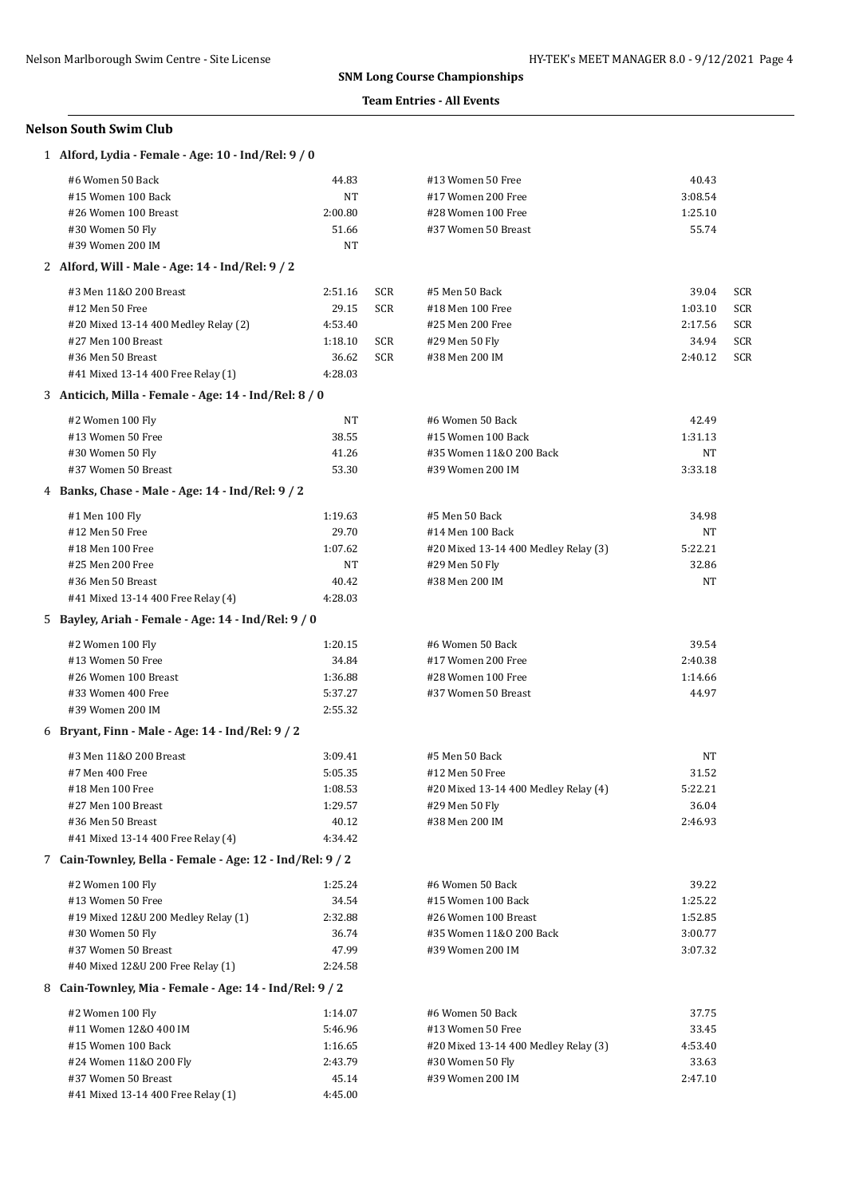**SNM Long Course Championships**

**Team Entries - All Events**

### Nelson South Swim Club

**1 Alford, Lydia - Female - Age: 10 - Ind/Rel: 9 / 0**

| Event | Time | | Event | Time | |
|---|---|---|---|---|---|
| #6 Women 50 Back | 44.83 | | #13 Women 50 Free | 40.43 | |
| #15 Women 100 Back | NT | | #17 Women 200 Free | 3:08.54 | |
| #26 Women 100 Breast | 2:00.80 | | #28 Women 100 Free | 1:25.10 | |
| #30 Women 50 Fly | 51.66 | | #37 Women 50 Breast | 55.74 | |
| #39 Women 200 IM | NT | | | | |

**2 Alford, Will - Male - Age: 14 - Ind/Rel: 9 / 2**

| Event | Time | | Event | Time | |
|---|---|---|---|---|---|
| #3 Men 11&O 200 Breast | 2:51.16 | SCR | #5 Men 50 Back | 39.04 | SCR |
| #12 Men 50 Free | 29.15 | SCR | #18 Men 100 Free | 1:03.10 | SCR |
| #20 Mixed 13-14 400 Medley Relay (2) | 4:53.40 | | #25 Men 200 Free | 2:17.56 | SCR |
| #27 Men 100 Breast | 1:18.10 | SCR | #29 Men 50 Fly | 34.94 | SCR |
| #36 Men 50 Breast | 36.62 | SCR | #38 Men 200 IM | 2:40.12 | SCR |
| #41 Mixed 13-14 400 Free Relay (1) | 4:28.03 | | | | |

**3 Anticich, Milla - Female - Age: 14 - Ind/Rel: 8 / 0**

| Event | Time | | Event | Time | |
|---|---|---|---|---|---|
| #2 Women 100 Fly | NT | | #6 Women 50 Back | 42.49 | |
| #13 Women 50 Free | 38.55 | | #15 Women 100 Back | 1:31.13 | |
| #30 Women 50 Fly | 41.26 | | #35 Women 11&O 200 Back | NT | |
| #37 Women 50 Breast | 53.30 | | #39 Women 200 IM | 3:33.18 | |

**4 Banks, Chase - Male - Age: 14 - Ind/Rel: 9 / 2**

| Event | Time | | Event | Time | |
|---|---|---|---|---|---|
| #1 Men 100 Fly | 1:19.63 | | #5 Men 50 Back | 34.98 | |
| #12 Men 50 Free | 29.70 | | #14 Men 100 Back | NT | |
| #18 Men 100 Free | 1:07.62 | | #20 Mixed 13-14 400 Medley Relay (3) | 5:22.21 | |
| #25 Men 200 Free | NT | | #29 Men 50 Fly | 32.86 | |
| #36 Men 50 Breast | 40.42 | | #38 Men 200 IM | NT | |
| #41 Mixed 13-14 400 Free Relay (4) | 4:28.03 | | | | |

**5 Bayley, Ariah - Female - Age: 14 - Ind/Rel: 9 / 0**

| Event | Time | | Event | Time | |
|---|---|---|---|---|---|
| #2 Women 100 Fly | 1:20.15 | | #6 Women 50 Back | 39.54 | |
| #13 Women 50 Free | 34.84 | | #17 Women 200 Free | 2:40.38 | |
| #26 Women 100 Breast | 1:36.88 | | #28 Women 100 Free | 1:14.66 | |
| #33 Women 400 Free | 5:37.27 | | #37 Women 50 Breast | 44.97 | |
| #39 Women 200 IM | 2:55.32 | | | | |

**6 Bryant, Finn - Male - Age: 14 - Ind/Rel: 9 / 2**

| Event | Time | | Event | Time | |
|---|---|---|---|---|---|
| #3 Men 11&O 200 Breast | 3:09.41 | | #5 Men 50 Back | NT | |
| #7 Men 400 Free | 5:05.35 | | #12 Men 50 Free | 31.52 | |
| #18 Men 100 Free | 1:08.53 | | #20 Mixed 13-14 400 Medley Relay (4) | 5:22.21 | |
| #27 Men 100 Breast | 1:29.57 | | #29 Men 50 Fly | 36.04 | |
| #36 Men 50 Breast | 40.12 | | #38 Men 200 IM | 2:46.93 | |
| #41 Mixed 13-14 400 Free Relay (4) | 4:34.42 | | | | |

**7 Cain-Townley, Bella - Female - Age: 12 - Ind/Rel: 9 / 2**

| Event | Time | | Event | Time | |
|---|---|---|---|---|---|
| #2 Women 100 Fly | 1:25.24 | | #6 Women 50 Back | 39.22 | |
| #13 Women 50 Free | 34.54 | | #15 Women 100 Back | 1:25.22 | |
| #19 Mixed 12&U 200 Medley Relay (1) | 2:32.88 | | #26 Women 100 Breast | 1:52.85 | |
| #30 Women 50 Fly | 36.74 | | #35 Women 11&O 200 Back | 3:00.77 | |
| #37 Women 50 Breast | 47.99 | | #39 Women 200 IM | 3:07.32 | |
| #40 Mixed 12&U 200 Free Relay (1) | 2:24.58 | | | | |

**8 Cain-Townley, Mia - Female - Age: 14 - Ind/Rel: 9 / 2**

| Event | Time | | Event | Time | |
|---|---|---|---|---|---|
| #2 Women 100 Fly | 1:14.07 | | #6 Women 50 Back | 37.75 | |
| #11 Women 12&O 400 IM | 5:46.96 | | #13 Women 50 Free | 33.45 | |
| #15 Women 100 Back | 1:16.65 | | #20 Mixed 13-14 400 Medley Relay (3) | 4:53.40 | |
| #24 Women 11&O 200 Fly | 2:43.79 | | #30 Women 50 Fly | 33.63 | |
| #37 Women 50 Breast | 45.14 | | #39 Women 200 IM | 2:47.10 | |
| #41 Mixed 13-14 400 Free Relay (1) | 4:45.00 | | | | |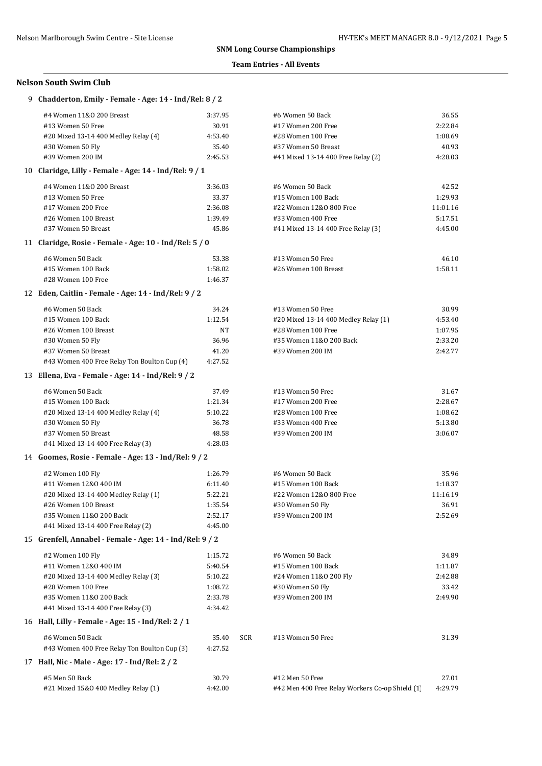**SNM Long Course Championships**

**Team Entries - All Events**

## Nelson South Swim Club

### 9 Chadderton, Emily - Female - Age: 14 - Ind/Rel: 8 / 2

| Event | Time | Event | Time |
|---|---|---|---|
| #4 Women 11&O 200 Breast | 3:37.95 | #6 Women 50 Back | 36.55 |
| #13 Women 50 Free | 30.91 | #17 Women 200 Free | 2:22.84 |
| #20 Mixed 13-14 400 Medley Relay (4) | 4:53.40 | #28 Women 100 Free | 1:08.69 |
| #30 Women 50 Fly | 35.40 | #37 Women 50 Breast | 40.93 |
| #39 Women 200 IM | 2:45.53 | #41 Mixed 13-14 400 Free Relay (2) | 4:28.03 |

### 10 Claridge, Lilly - Female - Age: 14 - Ind/Rel: 9 / 1

| Event | Time | Event | Time |
|---|---|---|---|
| #4 Women 11&O 200 Breast | 3:36.03 | #6 Women 50 Back | 42.52 |
| #13 Women 50 Free | 33.37 | #15 Women 100 Back | 1:29.93 |
| #17 Women 200 Free | 2:36.08 | #22 Women 12&O 800 Free | 11:01.16 |
| #26 Women 100 Breast | 1:39.49 | #33 Women 400 Free | 5:17.51 |
| #37 Women 50 Breast | 45.86 | #41 Mixed 13-14 400 Free Relay (3) | 4:45.00 |

### 11 Claridge, Rosie - Female - Age: 10 - Ind/Rel: 5 / 0

| Event | Time | Event | Time |
|---|---|---|---|
| #6 Women 50 Back | 53.38 | #13 Women 50 Free | 46.10 |
| #15 Women 100 Back | 1:58.02 | #26 Women 100 Breast | 1:58.11 |
| #28 Women 100 Free | 1:46.37 | | |

### 12 Eden, Caitlin - Female - Age: 14 - Ind/Rel: 9 / 2

| Event | Time | Event | Time |
|---|---|---|---|
| #6 Women 50 Back | 34.24 | #13 Women 50 Free | 30.99 |
| #15 Women 100 Back | 1:12.54 | #20 Mixed 13-14 400 Medley Relay (1) | 4:53.40 |
| #26 Women 100 Breast | NT | #28 Women 100 Free | 1:07.95 |
| #30 Women 50 Fly | 36.96 | #35 Women 11&O 200 Back | 2:33.20 |
| #37 Women 50 Breast | 41.20 | #39 Women 200 IM | 2:42.77 |
| #43 Women 400 Free Relay Ton Boulton Cup (4) | 4:27.52 | | |

### 13 Ellena, Eva - Female - Age: 14 - Ind/Rel: 9 / 2

| Event | Time | Event | Time |
|---|---|---|---|
| #6 Women 50 Back | 37.49 | #13 Women 50 Free | 31.67 |
| #15 Women 100 Back | 1:21.34 | #17 Women 200 Free | 2:28.67 |
| #20 Mixed 13-14 400 Medley Relay (4) | 5:10.22 | #28 Women 100 Free | 1:08.62 |
| #30 Women 50 Fly | 36.78 | #33 Women 400 Free | 5:13.80 |
| #37 Women 50 Breast | 48.58 | #39 Women 200 IM | 3:06.07 |
| #41 Mixed 13-14 400 Free Relay (3) | 4:28.03 | | |

### 14 Goomes, Rosie - Female - Age: 13 - Ind/Rel: 9 / 2

| Event | Time | Event | Time |
|---|---|---|---|
| #2 Women 100 Fly | 1:26.79 | #6 Women 50 Back | 35.96 |
| #11 Women 12&O 400 IM | 6:11.40 | #15 Women 100 Back | 1:18.37 |
| #20 Mixed 13-14 400 Medley Relay (1) | 5:22.21 | #22 Women 12&O 800 Free | 11:16.19 |
| #26 Women 100 Breast | 1:35.54 | #30 Women 50 Fly | 36.91 |
| #35 Women 11&O 200 Back | 2:52.17 | #39 Women 200 IM | 2:52.69 |
| #41 Mixed 13-14 400 Free Relay (2) | 4:45.00 | | |

### 15 Grenfell, Annabel - Female - Age: 14 - Ind/Rel: 9 / 2

| Event | Time | Event | Time |
|---|---|---|---|
| #2 Women 100 Fly | 1:15.72 | #6 Women 50 Back | 34.89 |
| #11 Women 12&O 400 IM | 5:40.54 | #15 Women 100 Back | 1:11.87 |
| #20 Mixed 13-14 400 Medley Relay (3) | 5:10.22 | #24 Women 11&O 200 Fly | 2:42.88 |
| #28 Women 100 Free | 1:08.72 | #30 Women 50 Fly | 33.42 |
| #35 Women 11&O 200 Back | 2:33.78 | #39 Women 200 IM | 2:49.90 |
| #41 Mixed 13-14 400 Free Relay (3) | 4:34.42 | | |

### 16 Hall, Lilly - Female - Age: 15 - Ind/Rel: 2 / 1

| Event | Time | Event | Time |
|---|---|---|---|
| #6 Women 50 Back | 35.40 SCR | #13 Women 50 Free | 31.39 |
| #43 Women 400 Free Relay Ton Boulton Cup (3) | 4:27.52 | | |

### 17 Hall, Nic - Male - Age: 17 - Ind/Rel: 2 / 2

| Event | Time | Event | Time |
|---|---|---|---|
| #5 Men 50 Back | 30.79 | #12 Men 50 Free | 27.01 |
| #21 Mixed 15&O 400 Medley Relay (1) | 4:42.00 | #42 Men 400 Free Relay Workers Co-op Shield (1) | 4:29.79 |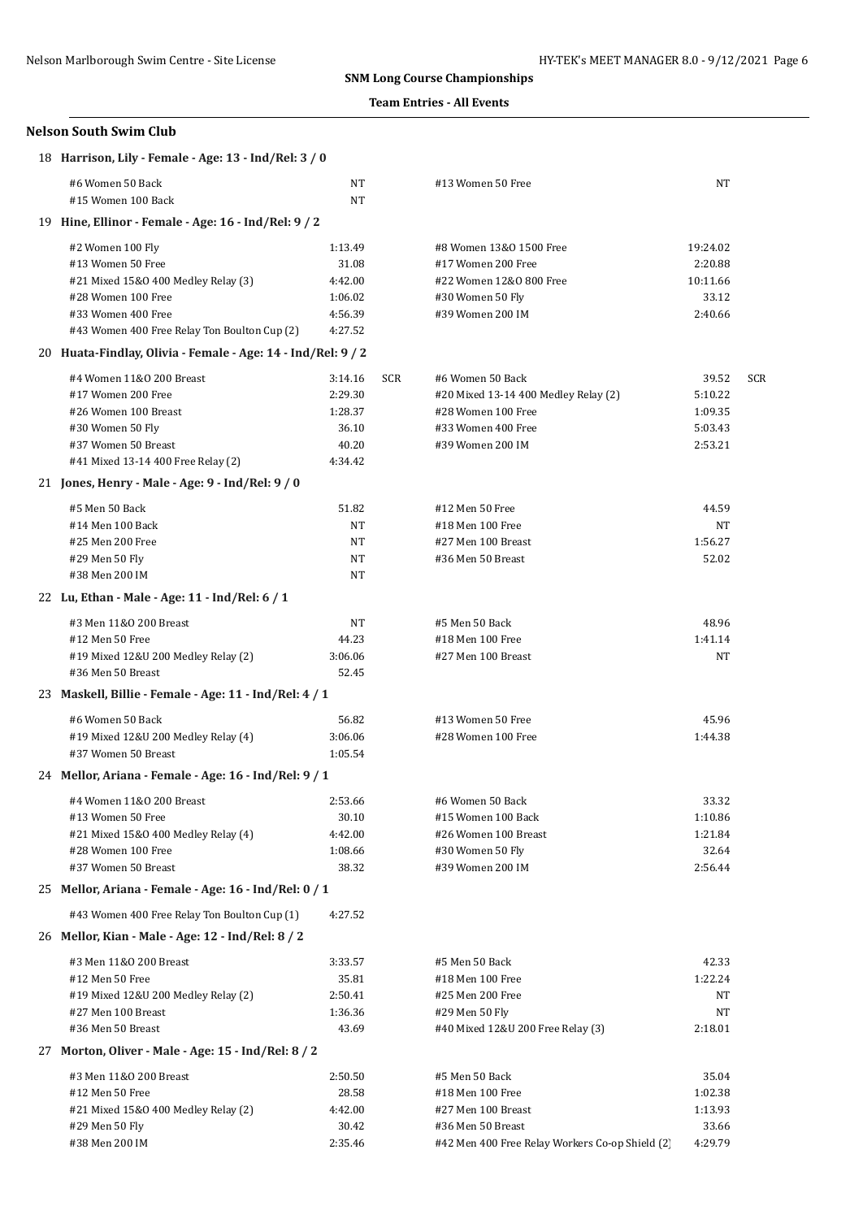**SNM Long Course Championships**

**Team Entries - All Events**

### Nelson South Swim Club

**18 Harrison, Lily - Female - Age: 13 - Ind/Rel: 3 / 0**

| Event | Time | | Event | Time | |
|---|---|---|---|---|---|
| #6 Women 50 Back | NT | | #13 Women 50 Free | NT | |
| #15 Women 100 Back | NT | | | | |

**19 Hine, Ellinor - Female - Age: 16 - Ind/Rel: 9 / 2**

| Event | Time | | Event | Time | |
|---|---|---|---|---|---|
| #2 Women 100 Fly | 1:13.49 | | #8 Women 13&O 1500 Free | 19:24.02 | |
| #13 Women 50 Free | 31.08 | | #17 Women 200 Free | 2:20.88 | |
| #21 Mixed 15&O 400 Medley Relay (3) | 4:42.00 | | #22 Women 12&O 800 Free | 10:11.66 | |
| #28 Women 100 Free | 1:06.02 | | #30 Women 50 Fly | 33.12 | |
| #33 Women 400 Free | 4:56.39 | | #39 Women 200 IM | 2:40.66 | |
| #43 Women 400 Free Relay Ton Boulton Cup (2) | 4:27.52 | | | | |

**20 Huata-Findlay, Olivia - Female - Age: 14 - Ind/Rel: 9 / 2**

| Event | Time | | Event | Time | |
|---|---|---|---|---|---|
| #4 Women 11&O 200 Breast | 3:14.16 | SCR | #6 Women 50 Back | 39.52 | SCR |
| #17 Women 200 Free | 2:29.30 | | #20 Mixed 13-14 400 Medley Relay (2) | 5:10.22 | |
| #26 Women 100 Breast | 1:28.37 | | #28 Women 100 Free | 1:09.35 | |
| #30 Women 50 Fly | 36.10 | | #33 Women 400 Free | 5:03.43 | |
| #37 Women 50 Breast | 40.20 | | #39 Women 200 IM | 2:53.21 | |
| #41 Mixed 13-14 400 Free Relay (2) | 4:34.42 | | | | |

**21 Jones, Henry - Male - Age: 9 - Ind/Rel: 9 / 0**

| Event | Time | | Event | Time | |
|---|---|---|---|---|---|
| #5 Men 50 Back | 51.82 | | #12 Men 50 Free | 44.59 | |
| #14 Men 100 Back | NT | | #18 Men 100 Free | NT | |
| #25 Men 200 Free | NT | | #27 Men 100 Breast | 1:56.27 | |
| #29 Men 50 Fly | NT | | #36 Men 50 Breast | 52.02 | |
| #38 Men 200 IM | NT | | | | |

**22 Lu, Ethan - Male - Age: 11 - Ind/Rel: 6 / 1**

| Event | Time | | Event | Time | |
|---|---|---|---|---|---|
| #3 Men 11&O 200 Breast | NT | | #5 Men 50 Back | 48.96 | |
| #12 Men 50 Free | 44.23 | | #18 Men 100 Free | 1:41.14 | |
| #19 Mixed 12&U 200 Medley Relay (2) | 3:06.06 | | #27 Men 100 Breast | NT | |
| #36 Men 50 Breast | 52.45 | | | | |

**23 Maskell, Billie - Female - Age: 11 - Ind/Rel: 4 / 1**

| Event | Time | | Event | Time | |
|---|---|---|---|---|---|
| #6 Women 50 Back | 56.82 | | #13 Women 50 Free | 45.96 | |
| #19 Mixed 12&U 200 Medley Relay (4) | 3:06.06 | | #28 Women 100 Free | 1:44.38 | |
| #37 Women 50 Breast | 1:05.54 | | | | |

**24 Mellor, Ariana - Female - Age: 16 - Ind/Rel: 9 / 1**

| Event | Time | | Event | Time | |
|---|---|---|---|---|---|
| #4 Women 11&O 200 Breast | 2:53.66 | | #6 Women 50 Back | 33.32 | |
| #13 Women 50 Free | 30.10 | | #15 Women 100 Back | 1:10.86 | |
| #21 Mixed 15&O 400 Medley Relay (4) | 4:42.00 | | #26 Women 100 Breast | 1:21.84 | |
| #28 Women 100 Free | 1:08.66 | | #30 Women 50 Fly | 32.64 | |
| #37 Women 50 Breast | 38.32 | | #39 Women 200 IM | 2:56.44 | |

**25 Mellor, Ariana - Female - Age: 16 - Ind/Rel: 0 / 1**

| Event | Time | | Event | Time | |
|---|---|---|---|---|---|
| #43 Women 400 Free Relay Ton Boulton Cup (1) | 4:27.52 | | | | |

**26 Mellor, Kian - Male - Age: 12 - Ind/Rel: 8 / 2**

| Event | Time | | Event | Time | |
|---|---|---|---|---|---|
| #3 Men 11&O 200 Breast | 3:33.57 | | #5 Men 50 Back | 42.33 | |
| #12 Men 50 Free | 35.81 | | #18 Men 100 Free | 1:22.24 | |
| #19 Mixed 12&U 200 Medley Relay (2) | 2:50.41 | | #25 Men 200 Free | NT | |
| #27 Men 100 Breast | 1:36.36 | | #29 Men 50 Fly | NT | |
| #36 Men 50 Breast | 43.69 | | #40 Mixed 12&U 200 Free Relay (3) | 2:18.01 | |

**27 Morton, Oliver - Male - Age: 15 - Ind/Rel: 8 / 2**

| Event | Time | | Event | Time | |
|---|---|---|---|---|---|
| #3 Men 11&O 200 Breast | 2:50.50 | | #5 Men 50 Back | 35.04 | |
| #12 Men 50 Free | 28.58 | | #18 Men 100 Free | 1:02.38 | |
| #21 Mixed 15&O 400 Medley Relay (2) | 4:42.00 | | #27 Men 100 Breast | 1:13.93 | |
| #29 Men 50 Fly | 30.42 | | #36 Men 50 Breast | 33.66 | |
| #38 Men 200 IM | 2:35.46 | | #42 Men 400 Free Relay Workers Co-op Shield (2) | 4:29.79 | |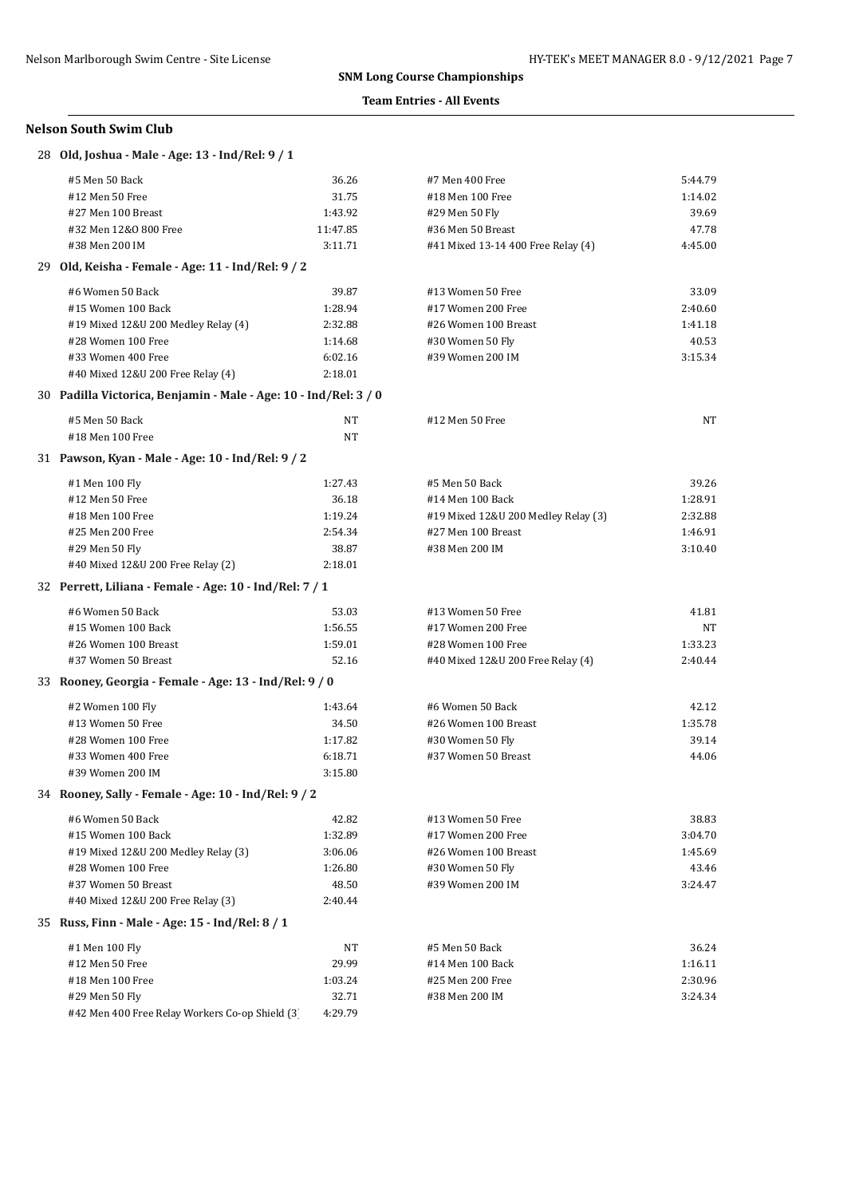**SNM Long Course Championships**

**Team Entries - All Events**

### Nelson South Swim Club

**28 Old, Joshua - Male - Age: 13 - Ind/Rel: 9 / 1**

| Event | Time | Event | Time |
|---|---|---|---|
| #5 Men 50 Back | 36.26 | #7 Men 400 Free | 5:44.79 |
| #12 Men 50 Free | 31.75 | #18 Men 100 Free | 1:14.02 |
| #27 Men 100 Breast | 1:43.92 | #29 Men 50 Fly | 39.69 |
| #32 Men 12&O 800 Free | 11:47.85 | #36 Men 50 Breast | 47.78 |
| #38 Men 200 IM | 3:11.71 | #41 Mixed 13-14 400 Free Relay (4) | 4:45.00 |

**29 Old, Keisha - Female - Age: 11 - Ind/Rel: 9 / 2**

| Event | Time | Event | Time |
|---|---|---|---|
| #6 Women 50 Back | 39.87 | #13 Women 50 Free | 33.09 |
| #15 Women 100 Back | 1:28.94 | #17 Women 200 Free | 2:40.60 |
| #19 Mixed 12&U 200 Medley Relay (4) | 2:32.88 | #26 Women 100 Breast | 1:41.18 |
| #28 Women 100 Free | 1:14.68 | #30 Women 50 Fly | 40.53 |
| #33 Women 400 Free | 6:02.16 | #39 Women 200 IM | 3:15.34 |
| #40 Mixed 12&U 200 Free Relay (4) | 2:18.01 | | |

**30 Padilla Victorica, Benjamin - Male - Age: 10 - Ind/Rel: 3 / 0**

| Event | Time | Event | Time |
|---|---|---|---|
| #5 Men 50 Back | NT | #12 Men 50 Free | NT |
| #18 Men 100 Free | NT | | |

**31 Pawson, Kyan - Male - Age: 10 - Ind/Rel: 9 / 2**

| Event | Time | Event | Time |
|---|---|---|---|
| #1 Men 100 Fly | 1:27.43 | #5 Men 50 Back | 39.26 |
| #12 Men 50 Free | 36.18 | #14 Men 100 Back | 1:28.91 |
| #18 Men 100 Free | 1:19.24 | #19 Mixed 12&U 200 Medley Relay (3) | 2:32.88 |
| #25 Men 200 Free | 2:54.34 | #27 Men 100 Breast | 1:46.91 |
| #29 Men 50 Fly | 38.87 | #38 Men 200 IM | 3:10.40 |
| #40 Mixed 12&U 200 Free Relay (2) | 2:18.01 | | |

**32 Perrett, Liliana - Female - Age: 10 - Ind/Rel: 7 / 1**

| Event | Time | Event | Time |
|---|---|---|---|
| #6 Women 50 Back | 53.03 | #13 Women 50 Free | 41.81 |
| #15 Women 100 Back | 1:56.55 | #17 Women 200 Free | NT |
| #26 Women 100 Breast | 1:59.01 | #28 Women 100 Free | 1:33.23 |
| #37 Women 50 Breast | 52.16 | #40 Mixed 12&U 200 Free Relay (4) | 2:40.44 |

**33 Rooney, Georgia - Female - Age: 13 - Ind/Rel: 9 / 0**

| Event | Time | Event | Time |
|---|---|---|---|
| #2 Women 100 Fly | 1:43.64 | #6 Women 50 Back | 42.12 |
| #13 Women 50 Free | 34.50 | #26 Women 100 Breast | 1:35.78 |
| #28 Women 100 Free | 1:17.82 | #30 Women 50 Fly | 39.14 |
| #33 Women 400 Free | 6:18.71 | #37 Women 50 Breast | 44.06 |
| #39 Women 200 IM | 3:15.80 | | |

**34 Rooney, Sally - Female - Age: 10 - Ind/Rel: 9 / 2**

| Event | Time | Event | Time |
|---|---|---|---|
| #6 Women 50 Back | 42.82 | #13 Women 50 Free | 38.83 |
| #15 Women 100 Back | 1:32.89 | #17 Women 200 Free | 3:04.70 |
| #19 Mixed 12&U 200 Medley Relay (3) | 3:06.06 | #26 Women 100 Breast | 1:45.69 |
| #28 Women 100 Free | 1:26.80 | #30 Women 50 Fly | 43.46 |
| #37 Women 50 Breast | 48.50 | #39 Women 200 IM | 3:24.47 |
| #40 Mixed 12&U 200 Free Relay (3) | 2:40.44 | | |

**35 Russ, Finn - Male - Age: 15 - Ind/Rel: 8 / 1**

| Event | Time | Event | Time |
|---|---|---|---|
| #1 Men 100 Fly | NT | #5 Men 50 Back | 36.24 |
| #12 Men 50 Free | 29.99 | #14 Men 100 Back | 1:16.11 |
| #18 Men 100 Free | 1:03.24 | #25 Men 200 Free | 2:30.96 |
| #29 Men 50 Fly | 32.71 | #38 Men 200 IM | 3:24.34 |
| #42 Men 400 Free Relay Workers Co-op Shield (3) | 4:29.79 | | |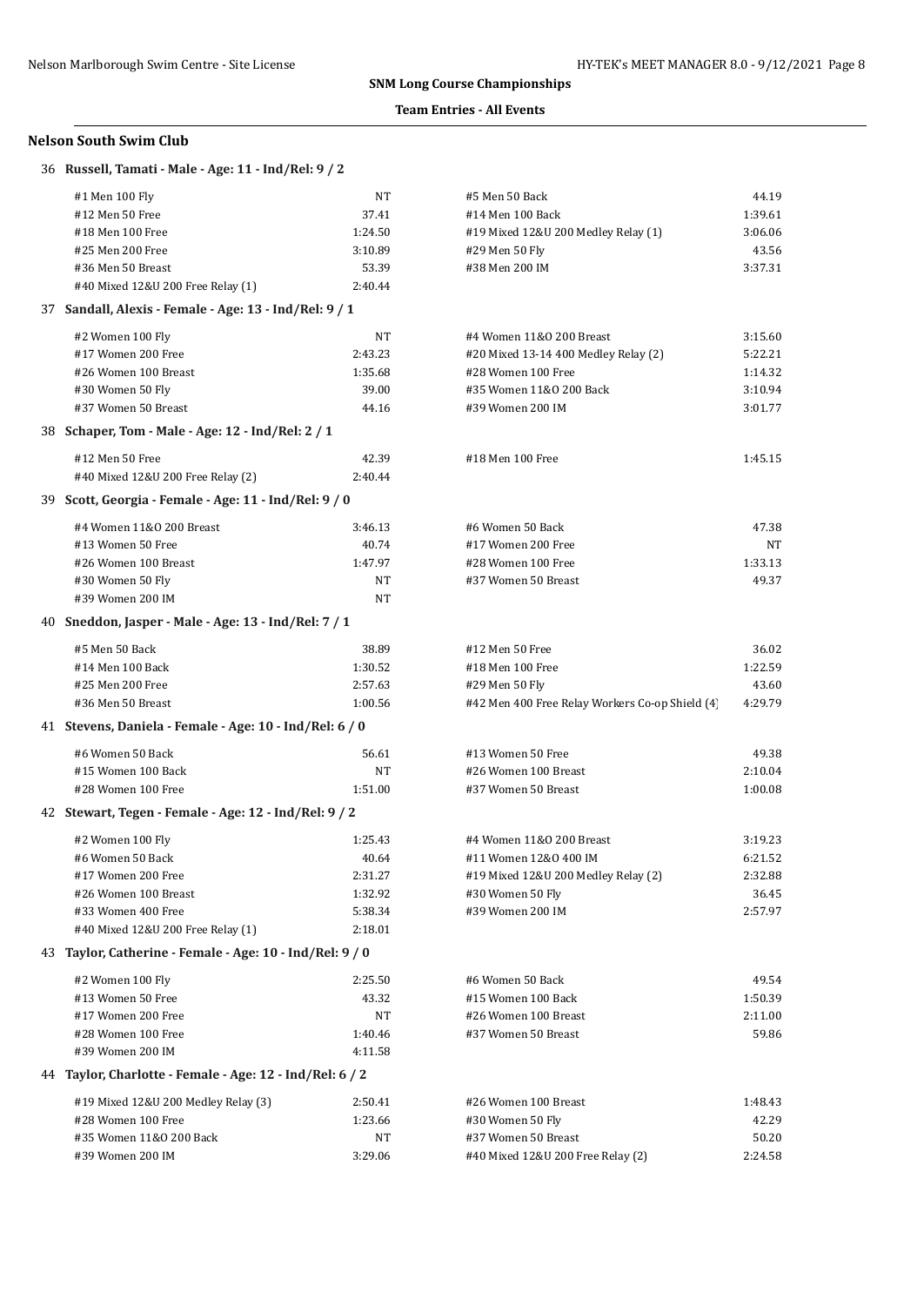**SNM Long Course Championships**

**Team Entries - All Events**

### Nelson South Swim Club

**36 Russell, Tamati - Male - Age: 11 - Ind/Rel: 9 / 2**

| Event | Time | Event | Time |
|---|---|---|---|
| #1 Men 100 Fly | NT | #5 Men 50 Back | 44.19 |
| #12 Men 50 Free | 37.41 | #14 Men 100 Back | 1:39.61 |
| #18 Men 100 Free | 1:24.50 | #19 Mixed 12&U 200 Medley Relay (1) | 3:06.06 |
| #25 Men 200 Free | 3:10.89 | #29 Men 50 Fly | 43.56 |
| #36 Men 50 Breast | 53.39 | #38 Men 200 IM | 3:37.31 |
| #40 Mixed 12&U 200 Free Relay (1) | 2:40.44 | | |

**37 Sandall, Alexis - Female - Age: 13 - Ind/Rel: 9 / 1**

| Event | Time | Event | Time |
|---|---|---|---|
| #2 Women 100 Fly | NT | #4 Women 11&O 200 Breast | 3:15.60 |
| #17 Women 200 Free | 2:43.23 | #20 Mixed 13-14 400 Medley Relay (2) | 5:22.21 |
| #26 Women 100 Breast | 1:35.68 | #28 Women 100 Free | 1:14.32 |
| #30 Women 50 Fly | 39.00 | #35 Women 11&O 200 Back | 3:10.94 |
| #37 Women 50 Breast | 44.16 | #39 Women 200 IM | 3:01.77 |

**38 Schaper, Tom - Male - Age: 12 - Ind/Rel: 2 / 1**

| Event | Time | Event | Time |
|---|---|---|---|
| #12 Men 50 Free | 42.39 | #18 Men 100 Free | 1:45.15 |
| #40 Mixed 12&U 200 Free Relay (2) | 2:40.44 | | |

**39 Scott, Georgia - Female - Age: 11 - Ind/Rel: 9 / 0**

| Event | Time | Event | Time |
|---|---|---|---|
| #4 Women 11&O 200 Breast | 3:46.13 | #6 Women 50 Back | 47.38 |
| #13 Women 50 Free | 40.74 | #17 Women 200 Free | NT |
| #26 Women 100 Breast | 1:47.97 | #28 Women 100 Free | 1:33.13 |
| #30 Women 50 Fly | NT | #37 Women 50 Breast | 49.37 |
| #39 Women 200 IM | NT | | |

**40 Sneddon, Jasper - Male - Age: 13 - Ind/Rel: 7 / 1**

| Event | Time | Event | Time |
|---|---|---|---|
| #5 Men 50 Back | 38.89 | #12 Men 50 Free | 36.02 |
| #14 Men 100 Back | 1:30.52 | #18 Men 100 Free | 1:22.59 |
| #25 Men 200 Free | 2:57.63 | #29 Men 50 Fly | 43.60 |
| #36 Men 50 Breast | 1:00.56 | #42 Men 400 Free Relay Workers Co-op Shield (4) | 4:29.79 |

**41 Stevens, Daniela - Female - Age: 10 - Ind/Rel: 6 / 0**

| Event | Time | Event | Time |
|---|---|---|---|
| #6 Women 50 Back | 56.61 | #13 Women 50 Free | 49.38 |
| #15 Women 100 Back | NT | #26 Women 100 Breast | 2:10.04 |
| #28 Women 100 Free | 1:51.00 | #37 Women 50 Breast | 1:00.08 |

**42 Stewart, Tegen - Female - Age: 12 - Ind/Rel: 9 / 2**

| Event | Time | Event | Time |
|---|---|---|---|
| #2 Women 100 Fly | 1:25.43 | #4 Women 11&O 200 Breast | 3:19.23 |
| #6 Women 50 Back | 40.64 | #11 Women 12&O 400 IM | 6:21.52 |
| #17 Women 200 Free | 2:31.27 | #19 Mixed 12&U 200 Medley Relay (2) | 2:32.88 |
| #26 Women 100 Breast | 1:32.92 | #30 Women 50 Fly | 36.45 |
| #33 Women 400 Free | 5:38.34 | #39 Women 200 IM | 2:57.97 |
| #40 Mixed 12&U 200 Free Relay (1) | 2:18.01 | | |

**43 Taylor, Catherine - Female - Age: 10 - Ind/Rel: 9 / 0**

| Event | Time | Event | Time |
|---|---|---|---|
| #2 Women 100 Fly | 2:25.50 | #6 Women 50 Back | 49.54 |
| #13 Women 50 Free | 43.32 | #15 Women 100 Back | 1:50.39 |
| #17 Women 200 Free | NT | #26 Women 100 Breast | 2:11.00 |
| #28 Women 100 Free | 1:40.46 | #37 Women 50 Breast | 59.86 |
| #39 Women 200 IM | 4:11.58 | | |

**44 Taylor, Charlotte - Female - Age: 12 - Ind/Rel: 6 / 2**

| Event | Time | Event | Time |
|---|---|---|---|
| #19 Mixed 12&U 200 Medley Relay (3) | 2:50.41 | #26 Women 100 Breast | 1:48.43 |
| #28 Women 100 Free | 1:23.66 | #30 Women 50 Fly | 42.29 |
| #35 Women 11&O 200 Back | NT | #37 Women 50 Breast | 50.20 |
| #39 Women 200 IM | 3:29.06 | #40 Mixed 12&U 200 Free Relay (2) | 2:24.58 |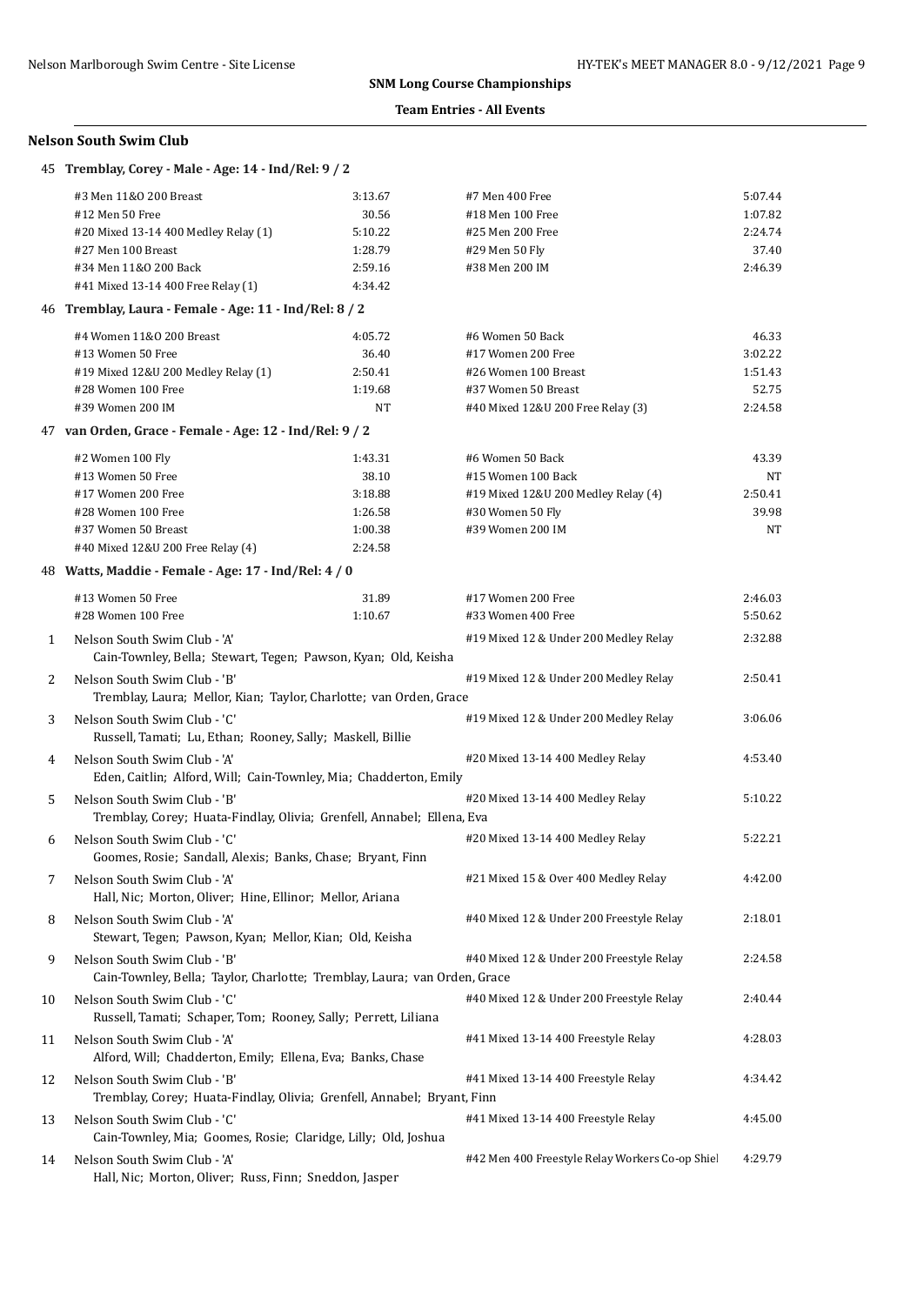**SNM Long Course Championships**

**Team Entries - All Events**

## Nelson South Swim Club

### 45 Tremblay, Corey - Male - Age: 14 - Ind/Rel: 9 / 2

| Event | Time | Event | Time |
|---|---|---|---|
| #3 Men 11&O 200 Breast | 3:13.67 | #7 Men 400 Free | 5:07.44 |
| #12 Men 50 Free | 30.56 | #18 Men 100 Free | 1:07.82 |
| #20 Mixed 13-14 400 Medley Relay (1) | 5:10.22 | #25 Men 200 Free | 2:24.74 |
| #27 Men 100 Breast | 1:28.79 | #29 Men 50 Fly | 37.40 |
| #34 Men 11&O 200 Back | 2:59.16 | #38 Men 200 IM | 2:46.39 |
| #41 Mixed 13-14 400 Free Relay (1) | 4:34.42 | | |

### 46 Tremblay, Laura - Female - Age: 11 - Ind/Rel: 8 / 2

| Event | Time | Event | Time |
|---|---|---|---|
| #4 Women 11&O 200 Breast | 4:05.72 | #6 Women 50 Back | 46.33 |
| #13 Women 50 Free | 36.40 | #17 Women 200 Free | 3:02.22 |
| #19 Mixed 12&U 200 Medley Relay (1) | 2:50.41 | #26 Women 100 Breast | 1:51.43 |
| #28 Women 100 Free | 1:19.68 | #37 Women 50 Breast | 52.75 |
| #39 Women 200 IM | NT | #40 Mixed 12&U 200 Free Relay (3) | 2:24.58 |

### 47 van Orden, Grace - Female - Age: 12 - Ind/Rel: 9 / 2

| Event | Time | Event | Time |
|---|---|---|---|
| #2 Women 100 Fly | 1:43.31 | #6 Women 50 Back | 43.39 |
| #13 Women 50 Free | 38.10 | #15 Women 100 Back | NT |
| #17 Women 200 Free | 3:18.88 | #19 Mixed 12&U 200 Medley Relay (4) | 2:50.41 |
| #28 Women 100 Free | 1:26.58 | #30 Women 50 Fly | 39.98 |
| #37 Women 50 Breast | 1:00.38 | #39 Women 200 IM | NT |
| #40 Mixed 12&U 200 Free Relay (4) | 2:24.58 | | |

### 48 Watts, Maddie - Female - Age: 17 - Ind/Rel: 4 / 0

| Event | Time | Event | Time |
|---|---|---|---|
| #13 Women 50 Free | 31.89 | #17 Women 200 Free | 2:46.03 |
| #28 Women 100 Free | 1:10.67 | #33 Women 400 Free | 5:50.62 |

### Relays

| # | Team / Swimmers | Event | Time |
|---|---|---|---|
| 1 | Nelson South Swim Club - 'A'<br>Cain-Townley, Bella; Stewart, Tegen; Pawson, Kyan; Old, Keisha | #19 Mixed 12 & Under 200 Medley Relay | 2:32.88 |
| 2 | Nelson South Swim Club - 'B'<br>Tremblay, Laura; Mellor, Kian; Taylor, Charlotte; van Orden, Grace | #19 Mixed 12 & Under 200 Medley Relay | 2:50.41 |
| 3 | Nelson South Swim Club - 'C'<br>Russell, Tamati; Lu, Ethan; Rooney, Sally; Maskell, Billie | #19 Mixed 12 & Under 200 Medley Relay | 3:06.06 |
| 4 | Nelson South Swim Club - 'A'<br>Eden, Caitlin; Alford, Will; Cain-Townley, Mia; Chadderton, Emily | #20 Mixed 13-14 400 Medley Relay | 4:53.40 |
| 5 | Nelson South Swim Club - 'B'<br>Tremblay, Corey; Huata-Findlay, Olivia; Grenfell, Annabel; Ellena, Eva | #20 Mixed 13-14 400 Medley Relay | 5:10.22 |
| 6 | Nelson South Swim Club - 'C'<br>Goomes, Rosie; Sandall, Alexis; Banks, Chase; Bryant, Finn | #20 Mixed 13-14 400 Medley Relay | 5:22.21 |
| 7 | Nelson South Swim Club - 'A'<br>Hall, Nic; Morton, Oliver; Hine, Ellinor; Mellor, Ariana | #21 Mixed 15 & Over 400 Medley Relay | 4:42.00 |
| 8 | Nelson South Swim Club - 'A'<br>Stewart, Tegen; Pawson, Kyan; Mellor, Kian; Old, Keisha | #40 Mixed 12 & Under 200 Freestyle Relay | 2:18.01 |
| 9 | Nelson South Swim Club - 'B'<br>Cain-Townley, Bella; Taylor, Charlotte; Tremblay, Laura; van Orden, Grace | #40 Mixed 12 & Under 200 Freestyle Relay | 2:24.58 |
| 10 | Nelson South Swim Club - 'C'<br>Russell, Tamati; Schaper, Tom; Rooney, Sally; Perrett, Liliana | #40 Mixed 12 & Under 200 Freestyle Relay | 2:40.44 |
| 11 | Nelson South Swim Club - 'A'<br>Alford, Will; Chadderton, Emily; Ellena, Eva; Banks, Chase | #41 Mixed 13-14 400 Freestyle Relay | 4:28.03 |
| 12 | Nelson South Swim Club - 'B'<br>Tremblay, Corey; Huata-Findlay, Olivia; Grenfell, Annabel; Bryant, Finn | #41 Mixed 13-14 400 Freestyle Relay | 4:34.42 |
| 13 | Nelson South Swim Club - 'C'<br>Cain-Townley, Mia; Goomes, Rosie; Claridge, Lilly; Old, Joshua | #41 Mixed 13-14 400 Freestyle Relay | 4:45.00 |
| 14 | Nelson South Swim Club - 'A'<br>Hall, Nic; Morton, Oliver; Russ, Finn; Sneddon, Jasper | #42 Men 400 Freestyle Relay Workers Co-op Shiel | 4:29.79 |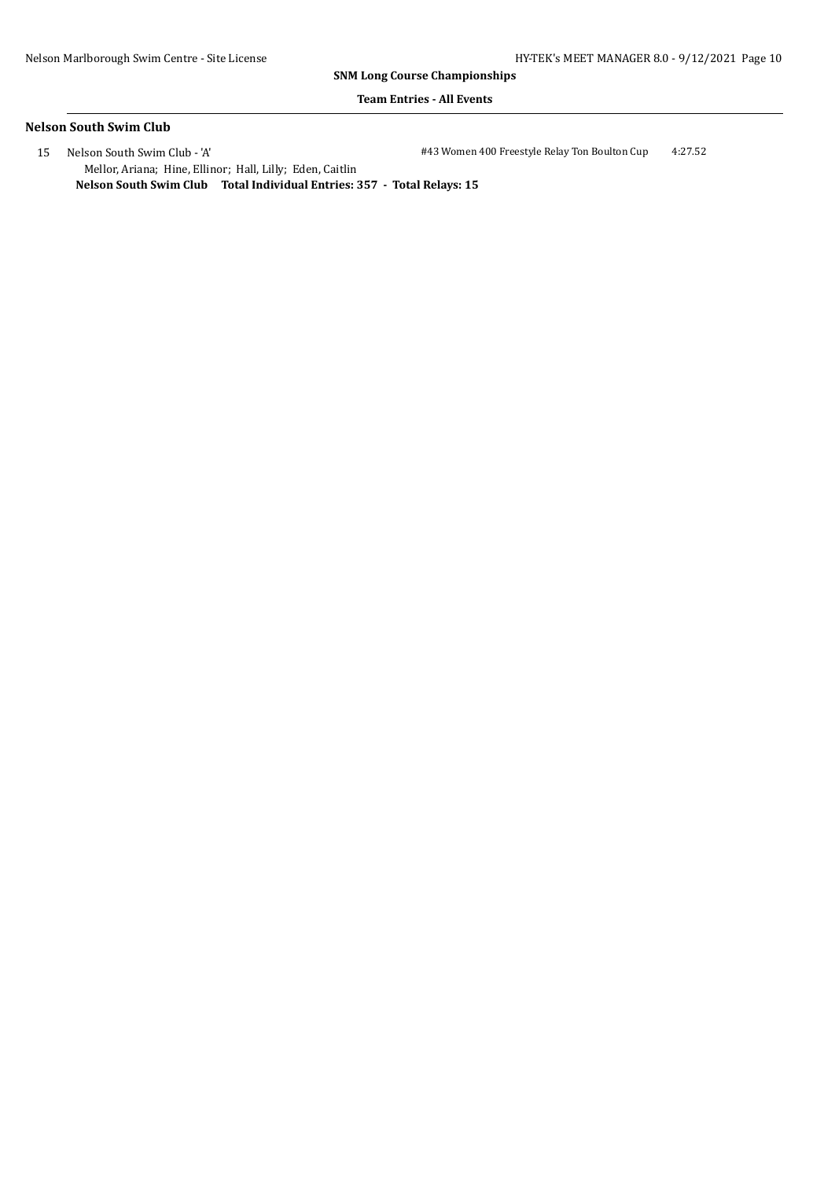**SNM Long Course Championships**

**Team Entries - All Events**

### Nelson South Swim Club

15 Nelson South Swim Club - 'A' #43 Women 400 Freestyle Relay Ton Boulton Cup 4:27.52

Mellor, Ariana; Hine, Ellinor; Hall, Lilly; Eden, Caitlin

**Nelson South Swim Club Total Individual Entries: 357 - Total Relays: 15**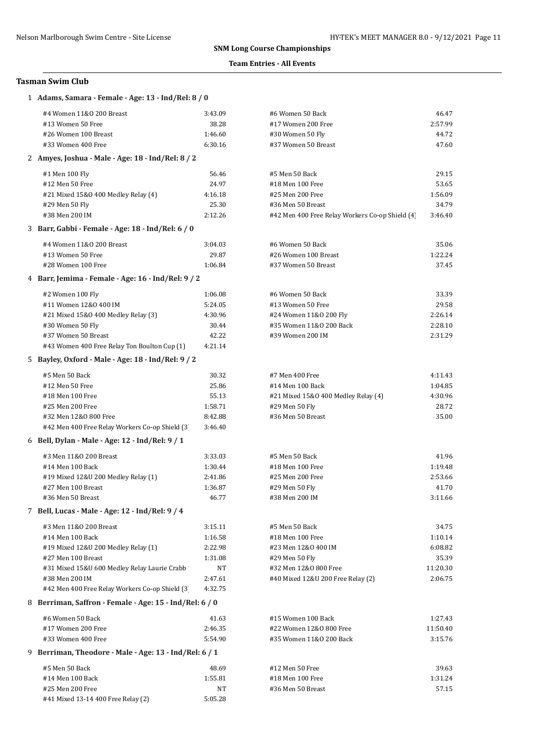**SNM Long Course Championships**

**Team Entries - All Events**

## Tasman Swim Club

### 1 Adams, Samara - Female - Age: 13 - Ind/Rel: 8 / 0

| Event | Time | Event | Time |
|---|---|---|---|
| #4 Women 11&O 200 Breast | 3:43.09 | #6 Women 50 Back | 46.47 |
| #13 Women 50 Free | 38.28 | #17 Women 200 Free | 2:57.99 |
| #26 Women 100 Breast | 1:46.60 | #30 Women 50 Fly | 44.72 |
| #33 Women 400 Free | 6:30.16 | #37 Women 50 Breast | 47.60 |

### 2 Amyes, Joshua - Male - Age: 18 - Ind/Rel: 8 / 2

| Event | Time | Event | Time |
|---|---|---|---|
| #1 Men 100 Fly | 56.46 | #5 Men 50 Back | 29.15 |
| #12 Men 50 Free | 24.97 | #18 Men 100 Free | 53.65 |
| #21 Mixed 15&O 400 Medley Relay (4) | 4:16.18 | #25 Men 200 Free | 1:56.09 |
| #29 Men 50 Fly | 25.30 | #36 Men 50 Breast | 34.79 |
| #38 Men 200 IM | 2:12.26 | #42 Men 400 Free Relay Workers Co-op Shield (4) | 3:46.40 |

### 3 Barr, Gabbi - Female - Age: 18 - Ind/Rel: 6 / 0

| Event | Time | Event | Time |
|---|---|---|---|
| #4 Women 11&O 200 Breast | 3:04.03 | #6 Women 50 Back | 35.06 |
| #13 Women 50 Free | 29.87 | #26 Women 100 Breast | 1:22.24 |
| #28 Women 100 Free | 1:06.84 | #37 Women 50 Breast | 37.45 |

### 4 Barr, Jemima - Female - Age: 16 - Ind/Rel: 9 / 2

| Event | Time | Event | Time |
|---|---|---|---|
| #2 Women 100 Fly | 1:06.08 | #6 Women 50 Back | 33.39 |
| #11 Women 12&O 400 IM | 5:24.05 | #13 Women 50 Free | 29.58 |
| #21 Mixed 15&O 400 Medley Relay (3) | 4:30.96 | #24 Women 11&O 200 Fly | 2:26.14 |
| #30 Women 50 Fly | 30.44 | #35 Women 11&O 200 Back | 2:28.10 |
| #37 Women 50 Breast | 42.22 | #39 Women 200 IM | 2:31.29 |
| #43 Women 400 Free Relay Ton Boulton Cup (1) | 4:21.14 | | |

### 5 Bayley, Oxford - Male - Age: 18 - Ind/Rel: 9 / 2

| Event | Time | Event | Time |
|---|---|---|---|
| #5 Men 50 Back | 30.32 | #7 Men 400 Free | 4:11.43 |
| #12 Men 50 Free | 25.86 | #14 Men 100 Back | 1:04.85 |
| #18 Men 100 Free | 55.13 | #21 Mixed 15&O 400 Medley Relay (4) | 4:30.96 |
| #25 Men 200 Free | 1:58.71 | #29 Men 50 Fly | 28.72 |
| #32 Men 12&O 800 Free | 8:42.88 | #36 Men 50 Breast | 35.00 |
| #42 Men 400 Free Relay Workers Co-op Shield (3) | 3:46.40 | | |

### 6 Bell, Dylan - Male - Age: 12 - Ind/Rel: 9 / 1

| Event | Time | Event | Time |
|---|---|---|---|
| #3 Men 11&O 200 Breast | 3:33.03 | #5 Men 50 Back | 41.96 |
| #14 Men 100 Back | 1:30.44 | #18 Men 100 Free | 1:19.48 |
| #19 Mixed 12&U 200 Medley Relay (1) | 2:41.86 | #25 Men 200 Free | 2:53.66 |
| #27 Men 100 Breast | 1:36.87 | #29 Men 50 Fly | 41.70 |
| #36 Men 50 Breast | 46.77 | #38 Men 200 IM | 3:11.66 |

### 7 Bell, Lucas - Male - Age: 12 - Ind/Rel: 9 / 4

| Event | Time | Event | Time |
|---|---|---|---|
| #3 Men 11&O 200 Breast | 3:15.11 | #5 Men 50 Back | 34.75 |
| #14 Men 100 Back | 1:16.58 | #18 Men 100 Free | 1:10.14 |
| #19 Mixed 12&U 200 Medley Relay (1) | 2:22.98 | #23 Men 12&O 400 IM | 6:08.82 |
| #27 Men 100 Breast | 1:31.08 | #29 Men 50 Fly | 35.39 |
| #31 Mixed 15&U 600 Medley Relay Laurie Crabb | NT | #32 Men 12&O 800 Free | 11:20.30 |
| #38 Men 200 IM | 2:47.61 | #40 Mixed 12&U 200 Free Relay (2) | 2:06.75 |
| #42 Men 400 Free Relay Workers Co-op Shield (3) | 4:32.75 | | |

### 8 Berriman, Saffron - Female - Age: 15 - Ind/Rel: 6 / 0

| Event | Time | Event | Time |
|---|---|---|---|
| #6 Women 50 Back | 41.63 | #15 Women 100 Back | 1:27.43 |
| #17 Women 200 Free | 2:46.35 | #22 Women 12&O 800 Free | 11:50.40 |
| #33 Women 400 Free | 5:54.90 | #35 Women 11&O 200 Back | 3:15.76 |

### 9 Berriman, Theodore - Male - Age: 13 - Ind/Rel: 6 / 1

| Event | Time | Event | Time |
|---|---|---|---|
| #5 Men 50 Back | 48.69 | #12 Men 50 Free | 39.63 |
| #14 Men 100 Back | 1:55.81 | #18 Men 100 Free | 1:31.24 |
| #25 Men 200 Free | NT | #36 Men 50 Breast | 57.15 |
| #41 Mixed 13-14 400 Free Relay (2) | 5:05.28 | | |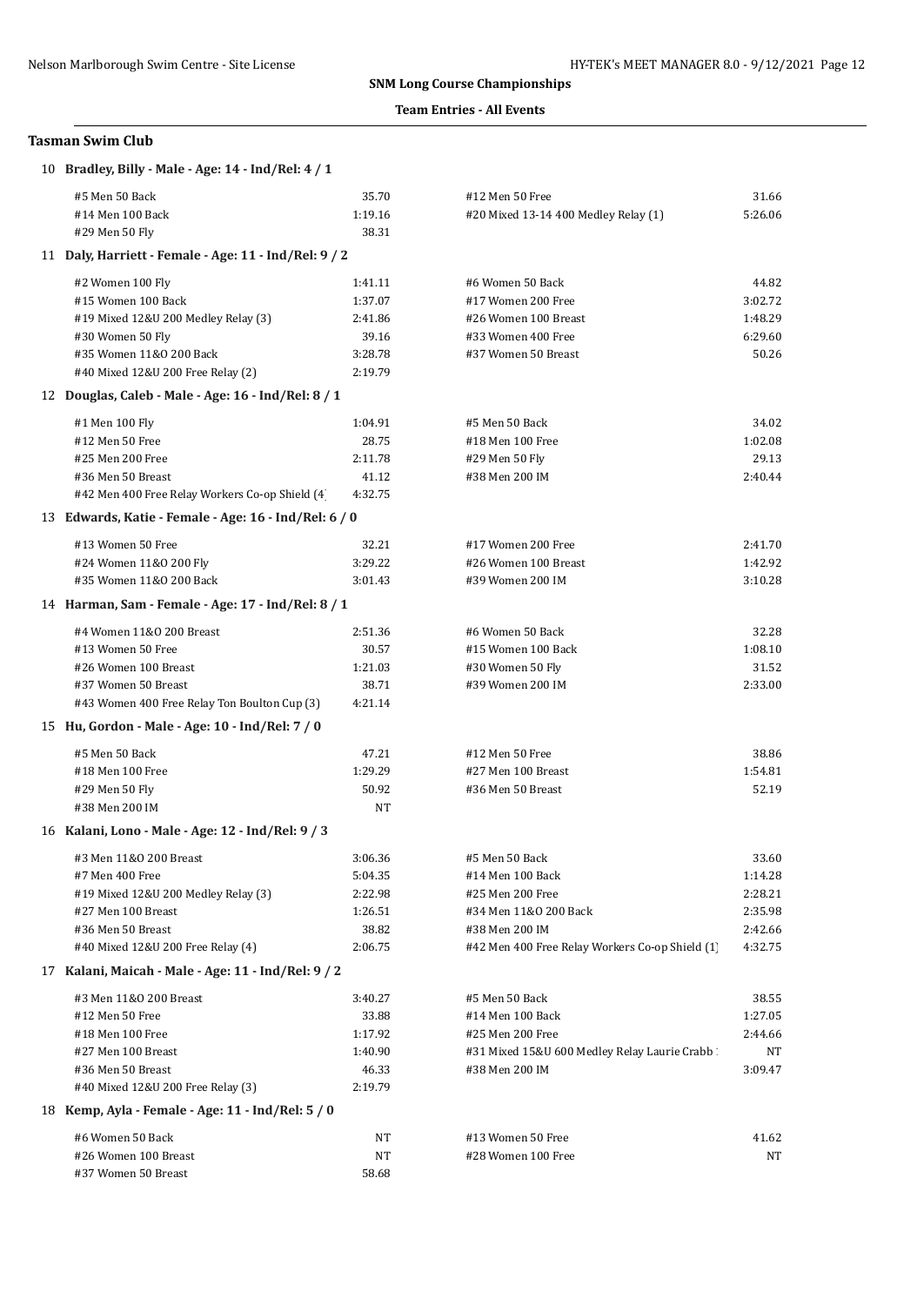**SNM Long Course Championships**

**Team Entries - All Events**

## Tasman Swim Club

### 10 Bradley, Billy - Male - Age: 14 - Ind/Rel: 4 / 1

| Event | Time | Event | Time |
|---|---|---|---|
| #5 Men 50 Back | 35.70 | #12 Men 50 Free | 31.66 |
| #14 Men 100 Back | 1:19.16 | #20 Mixed 13-14 400 Medley Relay (1) | 5:26.06 |
| #29 Men 50 Fly | 38.31 | | |

### 11 Daly, Harriett - Female - Age: 11 - Ind/Rel: 9 / 2

| Event | Time | Event | Time |
|---|---|---|---|
| #2 Women 100 Fly | 1:41.11 | #6 Women 50 Back | 44.82 |
| #15 Women 100 Back | 1:37.07 | #17 Women 200 Free | 3:02.72 |
| #19 Mixed 12&U 200 Medley Relay (3) | 2:41.86 | #26 Women 100 Breast | 1:48.29 |
| #30 Women 50 Fly | 39.16 | #33 Women 400 Free | 6:29.60 |
| #35 Women 11&O 200 Back | 3:28.78 | #37 Women 50 Breast | 50.26 |
| #40 Mixed 12&U 200 Free Relay (2) | 2:19.79 | | |

### 12 Douglas, Caleb - Male - Age: 16 - Ind/Rel: 8 / 1

| Event | Time | Event | Time |
|---|---|---|---|
| #1 Men 100 Fly | 1:04.91 | #5 Men 50 Back | 34.02 |
| #12 Men 50 Free | 28.75 | #18 Men 100 Free | 1:02.08 |
| #25 Men 200 Free | 2:11.78 | #29 Men 50 Fly | 29.13 |
| #36 Men 50 Breast | 41.12 | #38 Men 200 IM | 2:40.44 |
| #42 Men 400 Free Relay Workers Co-op Shield (4 | 4:32.75 | | |

### 13 Edwards, Katie - Female - Age: 16 - Ind/Rel: 6 / 0

| Event | Time | Event | Time |
|---|---|---|---|
| #13 Women 50 Free | 32.21 | #17 Women 200 Free | 2:41.70 |
| #24 Women 11&O 200 Fly | 3:29.22 | #26 Women 100 Breast | 1:42.92 |
| #35 Women 11&O 200 Back | 3:01.43 | #39 Women 200 IM | 3:10.28 |

### 14 Harman, Sam - Female - Age: 17 - Ind/Rel: 8 / 1

| Event | Time | Event | Time |
|---|---|---|---|
| #4 Women 11&O 200 Breast | 2:51.36 | #6 Women 50 Back | 32.28 |
| #13 Women 50 Free | 30.57 | #15 Women 100 Back | 1:08.10 |
| #26 Women 100 Breast | 1:21.03 | #30 Women 50 Fly | 31.52 |
| #37 Women 50 Breast | 38.71 | #39 Women 200 IM | 2:33.00 |
| #43 Women 400 Free Relay Ton Boulton Cup (3) | 4:21.14 | | |

### 15 Hu, Gordon - Male - Age: 10 - Ind/Rel: 7 / 0

| Event | Time | Event | Time |
|---|---|---|---|
| #5 Men 50 Back | 47.21 | #12 Men 50 Free | 38.86 |
| #18 Men 100 Free | 1:29.29 | #27 Men 100 Breast | 1:54.81 |
| #29 Men 50 Fly | 50.92 | #36 Men 50 Breast | 52.19 |
| #38 Men 200 IM | NT | | |

### 16 Kalani, Lono - Male - Age: 12 - Ind/Rel: 9 / 3

| Event | Time | Event | Time |
|---|---|---|---|
| #3 Men 11&O 200 Breast | 3:06.36 | #5 Men 50 Back | 33.60 |
| #7 Men 400 Free | 5:04.35 | #14 Men 100 Back | 1:14.28 |
| #19 Mixed 12&U 200 Medley Relay (3) | 2:22.98 | #25 Men 200 Free | 2:28.21 |
| #27 Men 100 Breast | 1:26.51 | #34 Men 11&O 200 Back | 2:35.98 |
| #36 Men 50 Breast | 38.82 | #38 Men 200 IM | 2:42.66 |
| #40 Mixed 12&U 200 Free Relay (4) | 2:06.75 | #42 Men 400 Free Relay Workers Co-op Shield (1) | 4:32.75 |

### 17 Kalani, Maicah - Male - Age: 11 - Ind/Rel: 9 / 2

| Event | Time | Event | Time |
|---|---|---|---|
| #3 Men 11&O 200 Breast | 3:40.27 | #5 Men 50 Back | 38.55 |
| #12 Men 50 Free | 33.88 | #14 Men 100 Back | 1:27.05 |
| #18 Men 100 Free | 1:17.92 | #25 Men 200 Free | 2:44.66 |
| #27 Men 100 Breast | 1:40.90 | #31 Mixed 15&U 600 Medley Relay Laurie Crabb | NT |
| #36 Men 50 Breast | 46.33 | #38 Men 200 IM | 3:09.47 |
| #40 Mixed 12&U 200 Free Relay (3) | 2:19.79 | | |

### 18 Kemp, Ayla - Female - Age: 11 - Ind/Rel: 5 / 0

| Event | Time | Event | Time |
|---|---|---|---|
| #6 Women 50 Back | NT | #13 Women 50 Free | 41.62 |
| #26 Women 100 Breast | NT | #28 Women 100 Free | NT |
| #37 Women 50 Breast | 58.68 | | |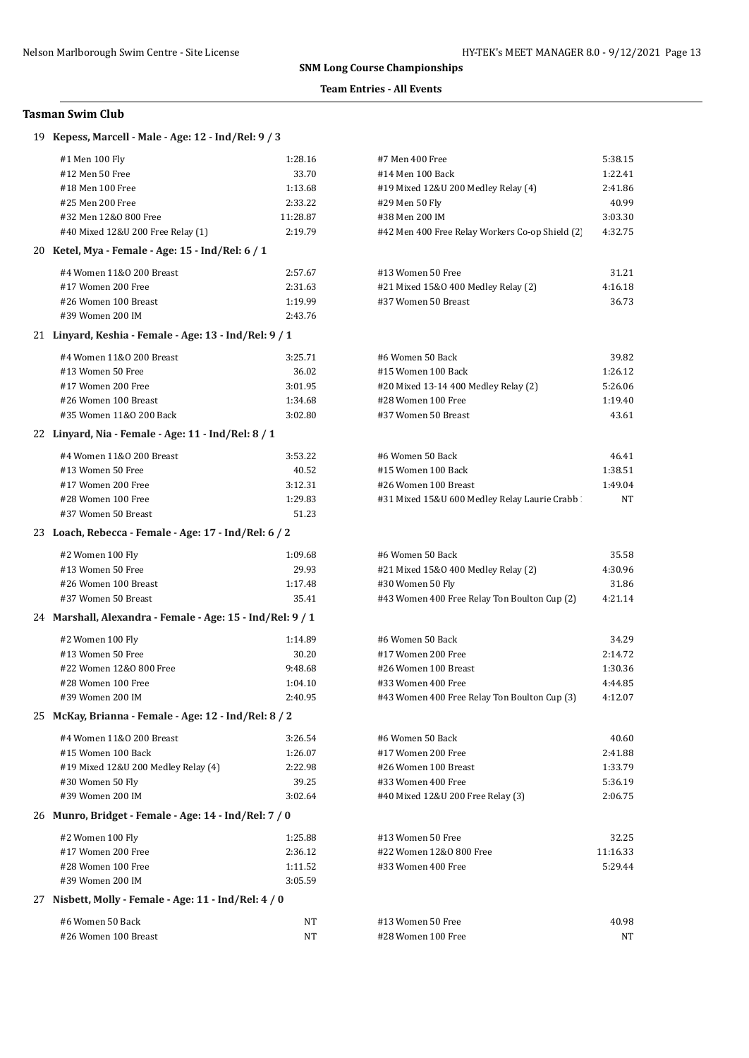**SNM Long Course Championships**

**Team Entries - All Events**

### Tasman Swim Club

**19 Kepess, Marcell - Male - Age: 12 - Ind/Rel: 9 / 3**

| Event | Time | Event | Time |
|---|---|---|---|
| #1 Men 100 Fly | 1:28.16 | #7 Men 400 Free | 5:38.15 |
| #12 Men 50 Free | 33.70 | #14 Men 100 Back | 1:22.41 |
| #18 Men 100 Free | 1:13.68 | #19 Mixed 12&U 200 Medley Relay (4) | 2:41.86 |
| #25 Men 200 Free | 2:33.22 | #29 Men 50 Fly | 40.99 |
| #32 Men 12&O 800 Free | 11:28.87 | #38 Men 200 IM | 3:03.30 |
| #40 Mixed 12&U 200 Free Relay (1) | 2:19.79 | #42 Men 400 Free Relay Workers Co-op Shield (2) | 4:32.75 |

**20 Ketel, Mya - Female - Age: 15 - Ind/Rel: 6 / 1**

| Event | Time | Event | Time |
|---|---|---|---|
| #4 Women 11&O 200 Breast | 2:57.67 | #13 Women 50 Free | 31.21 |
| #17 Women 200 Free | 2:31.63 | #21 Mixed 15&O 400 Medley Relay (2) | 4:16.18 |
| #26 Women 100 Breast | 1:19.99 | #37 Women 50 Breast | 36.73 |
| #39 Women 200 IM | 2:43.76 | | |

**21 Linyard, Keshia - Female - Age: 13 - Ind/Rel: 9 / 1**

| Event | Time | Event | Time |
|---|---|---|---|
| #4 Women 11&O 200 Breast | 3:25.71 | #6 Women 50 Back | 39.82 |
| #13 Women 50 Free | 36.02 | #15 Women 100 Back | 1:26.12 |
| #17 Women 200 Free | 3:01.95 | #20 Mixed 13-14 400 Medley Relay (2) | 5:26.06 |
| #26 Women 100 Breast | 1:34.68 | #28 Women 100 Free | 1:19.40 |
| #35 Women 11&O 200 Back | 3:02.80 | #37 Women 50 Breast | 43.61 |

**22 Linyard, Nia - Female - Age: 11 - Ind/Rel: 8 / 1**

| Event | Time | Event | Time |
|---|---|---|---|
| #4 Women 11&O 200 Breast | 3:53.22 | #6 Women 50 Back | 46.41 |
| #13 Women 50 Free | 40.52 | #15 Women 100 Back | 1:38.51 |
| #17 Women 200 Free | 3:12.31 | #26 Women 100 Breast | 1:49.04 |
| #28 Women 100 Free | 1:29.83 | #31 Mixed 15&U 600 Medley Relay Laurie Crabb | NT |
| #37 Women 50 Breast | 51.23 | | |

**23 Loach, Rebecca - Female - Age: 17 - Ind/Rel: 6 / 2**

| Event | Time | Event | Time |
|---|---|---|---|
| #2 Women 100 Fly | 1:09.68 | #6 Women 50 Back | 35.58 |
| #13 Women 50 Free | 29.93 | #21 Mixed 15&O 400 Medley Relay (2) | 4:30.96 |
| #26 Women 100 Breast | 1:17.48 | #30 Women 50 Fly | 31.86 |
| #37 Women 50 Breast | 35.41 | #43 Women 400 Free Relay Ton Boulton Cup (2) | 4:21.14 |

**24 Marshall, Alexandra - Female - Age: 15 - Ind/Rel: 9 / 1**

| Event | Time | Event | Time |
|---|---|---|---|
| #2 Women 100 Fly | 1:14.89 | #6 Women 50 Back | 34.29 |
| #13 Women 50 Free | 30.20 | #17 Women 200 Free | 2:14.72 |
| #22 Women 12&O 800 Free | 9:48.68 | #26 Women 100 Breast | 1:30.36 |
| #28 Women 100 Free | 1:04.10 | #33 Women 400 Free | 4:44.85 |
| #39 Women 200 IM | 2:40.95 | #43 Women 400 Free Relay Ton Boulton Cup (3) | 4:12.07 |

**25 McKay, Brianna - Female - Age: 12 - Ind/Rel: 8 / 2**

| Event | Time | Event | Time |
|---|---|---|---|
| #4 Women 11&O 200 Breast | 3:26.54 | #6 Women 50 Back | 40.60 |
| #15 Women 100 Back | 1:26.07 | #17 Women 200 Free | 2:41.88 |
| #19 Mixed 12&U 200 Medley Relay (4) | 2:22.98 | #26 Women 100 Breast | 1:33.79 |
| #30 Women 50 Fly | 39.25 | #33 Women 400 Free | 5:36.19 |
| #39 Women 200 IM | 3:02.64 | #40 Mixed 12&U 200 Free Relay (3) | 2:06.75 |

**26 Munro, Bridget - Female - Age: 14 - Ind/Rel: 7 / 0**

| Event | Time | Event | Time |
|---|---|---|---|
| #2 Women 100 Fly | 1:25.88 | #13 Women 50 Free | 32.25 |
| #17 Women 200 Free | 2:36.12 | #22 Women 12&O 800 Free | 11:16.33 |
| #28 Women 100 Free | 1:11.52 | #33 Women 400 Free | 5:29.44 |
| #39 Women 200 IM | 3:05.59 | | |

**27 Nisbett, Molly - Female - Age: 11 - Ind/Rel: 4 / 0**

| Event | Time | Event | Time |
|---|---|---|---|
| #6 Women 50 Back | NT | #13 Women 50 Free | 40.98 |
| #26 Women 100 Breast | NT | #28 Women 100 Free | NT |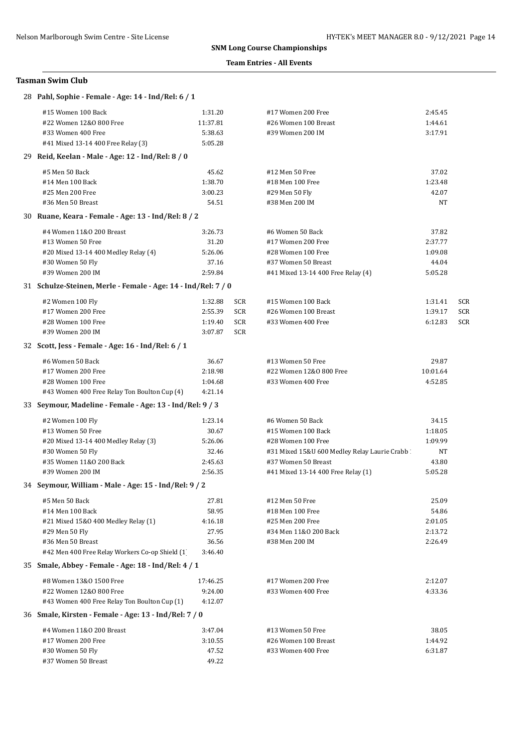**SNM Long Course Championships**

**Team Entries - All Events**

## Tasman Swim Club

### 28 Pahl, Sophie - Female - Age: 14 - Ind/Rel: 6 / 1

| Event | Time | | Event | Time | |
|---|---|---|---|---|---|
| #15 Women 100 Back | 1:31.20 | | #17 Women 200 Free | 2:45.45 | |
| #22 Women 12&O 800 Free | 11:37.81 | | #26 Women 100 Breast | 1:44.61 | |
| #33 Women 400 Free | 5:38.63 | | #39 Women 200 IM | 3:17.91 | |
| #41 Mixed 13-14 400 Free Relay (3) | 5:05.28 | | | | |

### 29 Reid, Keelan - Male - Age: 12 - Ind/Rel: 8 / 0

| Event | Time | | Event | Time | |
|---|---|---|---|---|---|
| #5 Men 50 Back | 45.62 | | #12 Men 50 Free | 37.02 | |
| #14 Men 100 Back | 1:38.70 | | #18 Men 100 Free | 1:23.48 | |
| #25 Men 200 Free | 3:00.23 | | #29 Men 50 Fly | 42.07 | |
| #36 Men 50 Breast | 54.51 | | #38 Men 200 IM | NT | |

### 30 Ruane, Keara - Female - Age: 13 - Ind/Rel: 8 / 2

| Event | Time | | Event | Time | |
|---|---|---|---|---|---|
| #4 Women 11&O 200 Breast | 3:26.73 | | #6 Women 50 Back | 37.82 | |
| #13 Women 50 Free | 31.20 | | #17 Women 200 Free | 2:37.77 | |
| #20 Mixed 13-14 400 Medley Relay (4) | 5:26.06 | | #28 Women 100 Free | 1:09.08 | |
| #30 Women 50 Fly | 37.16 | | #37 Women 50 Breast | 44.04 | |
| #39 Women 200 IM | 2:59.84 | | #41 Mixed 13-14 400 Free Relay (4) | 5:05.28 | |

### 31 Schulze-Steinen, Merle - Female - Age: 14 - Ind/Rel: 7 / 0

| Event | Time | | Event | Time | |
|---|---|---|---|---|---|
| #2 Women 100 Fly | 1:32.88 | SCR | #15 Women 100 Back | 1:31.41 | SCR |
| #17 Women 200 Free | 2:55.39 | SCR | #26 Women 100 Breast | 1:39.17 | SCR |
| #28 Women 100 Free | 1:19.40 | SCR | #33 Women 400 Free | 6:12.83 | SCR |
| #39 Women 200 IM | 3:07.87 | SCR | | | |

### 32 Scott, Jess - Female - Age: 16 - Ind/Rel: 6 / 1

| Event | Time | | Event | Time | |
|---|---|---|---|---|---|
| #6 Women 50 Back | 36.67 | | #13 Women 50 Free | 29.87 | |
| #17 Women 200 Free | 2:18.98 | | #22 Women 12&O 800 Free | 10:01.64 | |
| #28 Women 100 Free | 1:04.68 | | #33 Women 400 Free | 4:52.85 | |
| #43 Women 400 Free Relay Ton Boulton Cup (4) | 4:21.14 | | | | |

### 33 Seymour, Madeline - Female - Age: 13 - Ind/Rel: 9 / 3

| Event | Time | | Event | Time | |
|---|---|---|---|---|---|
| #2 Women 100 Fly | 1:23.14 | | #6 Women 50 Back | 34.15 | |
| #13 Women 50 Free | 30.67 | | #15 Women 100 Back | 1:18.05 | |
| #20 Mixed 13-14 400 Medley Relay (3) | 5:26.06 | | #28 Women 100 Free | 1:09.99 | |
| #30 Women 50 Fly | 32.46 | | #31 Mixed 15&U 600 Medley Relay Laurie Crabb | NT | |
| #35 Women 11&O 200 Back | 2:45.63 | | #37 Women 50 Breast | 43.80 | |
| #39 Women 200 IM | 2:56.35 | | #41 Mixed 13-14 400 Free Relay (1) | 5:05.28 | |

### 34 Seymour, William - Male - Age: 15 - Ind/Rel: 9 / 2

| Event | Time | | Event | Time | |
|---|---|---|---|---|---|
| #5 Men 50 Back | 27.81 | | #12 Men 50 Free | 25.09 | |
| #14 Men 100 Back | 58.95 | | #18 Men 100 Free | 54.86 | |
| #21 Mixed 15&O 400 Medley Relay (1) | 4:16.18 | | #25 Men 200 Free | 2:01.05 | |
| #29 Men 50 Fly | 27.95 | | #34 Men 11&O 200 Back | 2:13.72 | |
| #36 Men 50 Breast | 36.56 | | #38 Men 200 IM | 2:26.49 | |
| #42 Men 400 Free Relay Workers Co-op Shield (1) | 3:46.40 | | | | |

### 35 Smale, Abbey - Female - Age: 18 - Ind/Rel: 4 / 1

| Event | Time | | Event | Time | |
|---|---|---|---|---|---|
| #8 Women 13&O 1500 Free | 17:46.25 | | #17 Women 200 Free | 2:12.07 | |
| #22 Women 12&O 800 Free | 9:24.00 | | #33 Women 400 Free | 4:33.36 | |
| #43 Women 400 Free Relay Ton Boulton Cup (1) | 4:12.07 | | | | |

### 36 Smale, Kirsten - Female - Age: 13 - Ind/Rel: 7 / 0

| Event | Time | | Event | Time | |
|---|---|---|---|---|---|
| #4 Women 11&O 200 Breast | 3:47.04 | | #13 Women 50 Free | 38.05 | |
| #17 Women 200 Free | 3:10.55 | | #26 Women 100 Breast | 1:44.92 | |
| #30 Women 50 Fly | 47.52 | | #33 Women 400 Free | 6:31.87 | |
| #37 Women 50 Breast | 49.22 | | | | |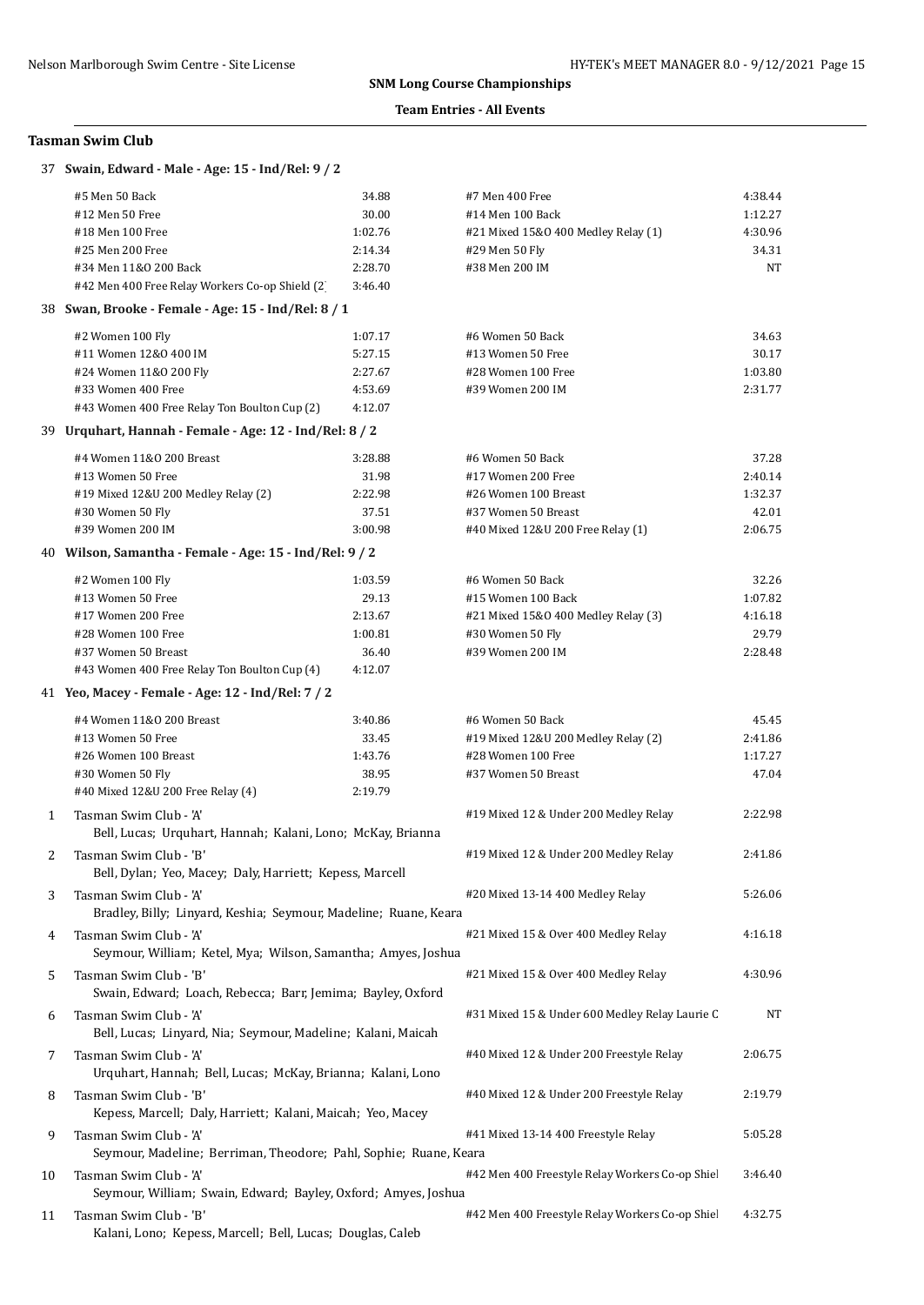**SNM Long Course Championships**

**Team Entries - All Events**

### Tasman Swim Club

**37 Swain, Edward - Male - Age: 15 - Ind/Rel: 9 / 2**

| | | | |
|---|---|---|---|
| #5 Men 50 Back | 34.88 | #7 Men 400 Free | 4:38.44 |
| #12 Men 50 Free | 30.00 | #14 Men 100 Back | 1:12.27 |
| #18 Men 100 Free | 1:02.76 | #21 Mixed 15&O 400 Medley Relay (1) | 4:30.96 |
| #25 Men 200 Free | 2:14.34 | #29 Men 50 Fly | 34.31 |
| #34 Men 11&O 200 Back | 2:28.70 | #38 Men 200 IM | NT |
| #42 Men 400 Free Relay Workers Co-op Shield (2 | 3:46.40 | | |

**38 Swan, Brooke - Female - Age: 15 - Ind/Rel: 8 / 1**

| | | | |
|---|---|---|---|
| #2 Women 100 Fly | 1:07.17 | #6 Women 50 Back | 34.63 |
| #11 Women 12&O 400 IM | 5:27.15 | #13 Women 50 Free | 30.17 |
| #24 Women 11&O 200 Fly | 2:27.67 | #28 Women 100 Free | 1:03.80 |
| #33 Women 400 Free | 4:53.69 | #39 Women 200 IM | 2:31.77 |
| #43 Women 400 Free Relay Ton Boulton Cup (2) | 4:12.07 | | |

**39 Urquhart, Hannah - Female - Age: 12 - Ind/Rel: 8 / 2**

| | | | |
|---|---|---|---|
| #4 Women 11&O 200 Breast | 3:28.88 | #6 Women 50 Back | 37.28 |
| #13 Women 50 Free | 31.98 | #17 Women 200 Free | 2:40.14 |
| #19 Mixed 12&U 200 Medley Relay (2) | 2:22.98 | #26 Women 100 Breast | 1:32.37 |
| #30 Women 50 Fly | 37.51 | #37 Women 50 Breast | 42.01 |
| #39 Women 200 IM | 3:00.98 | #40 Mixed 12&U 200 Free Relay (1) | 2:06.75 |

**40 Wilson, Samantha - Female - Age: 15 - Ind/Rel: 9 / 2**

| | | | |
|---|---|---|---|
| #2 Women 100 Fly | 1:03.59 | #6 Women 50 Back | 32.26 |
| #13 Women 50 Free | 29.13 | #15 Women 100 Back | 1:07.82 |
| #17 Women 200 Free | 2:13.67 | #21 Mixed 15&O 400 Medley Relay (3) | 4:16.18 |
| #28 Women 100 Free | 1:00.81 | #30 Women 50 Fly | 29.79 |
| #37 Women 50 Breast | 36.40 | #39 Women 200 IM | 2:28.48 |
| #43 Women 400 Free Relay Ton Boulton Cup (4) | 4:12.07 | | |

**41 Yeo, Macey - Female - Age: 12 - Ind/Rel: 7 / 2**

| | | | |
|---|---|---|---|
| #4 Women 11&O 200 Breast | 3:40.86 | #6 Women 50 Back | 45.45 |
| #13 Women 50 Free | 33.45 | #19 Mixed 12&U 200 Medley Relay (2) | 2:41.86 |
| #26 Women 100 Breast | 1:43.76 | #28 Women 100 Free | 1:17.27 |
| #30 Women 50 Fly | 38.95 | #37 Women 50 Breast | 47.04 |
| #40 Mixed 12&U 200 Free Relay (4) | 2:19.79 | | |

| # | Team | Event | Time |
|---|---|---|---|
| 1 | Tasman Swim Club - 'A'<br>Bell, Lucas; Urquhart, Hannah; Kalani, Lono; McKay, Brianna | #19 Mixed 12 & Under 200 Medley Relay | 2:22.98 |
| 2 | Tasman Swim Club - 'B'<br>Bell, Dylan; Yeo, Macey; Daly, Harriett; Kepess, Marcell | #19 Mixed 12 & Under 200 Medley Relay | 2:41.86 |
| 3 | Tasman Swim Club - 'A'<br>Bradley, Billy; Linyard, Keshia; Seymour, Madeline; Ruane, Keara | #20 Mixed 13-14 400 Medley Relay | 5:26.06 |
| 4 | Tasman Swim Club - 'A'<br>Seymour, William; Ketel, Mya; Wilson, Samantha; Amyes, Joshua | #21 Mixed 15 & Over 400 Medley Relay | 4:16.18 |
| 5 | Tasman Swim Club - 'B'<br>Swain, Edward; Loach, Rebecca; Barr, Jemima; Bayley, Oxford | #21 Mixed 15 & Over 400 Medley Relay | 4:30.96 |
| 6 | Tasman Swim Club - 'A'<br>Bell, Lucas; Linyard, Nia; Seymour, Madeline; Kalani, Maicah | #31 Mixed 15 & Under 600 Medley Relay Laurie C | NT |
| 7 | Tasman Swim Club - 'A'<br>Urquhart, Hannah; Bell, Lucas; McKay, Brianna; Kalani, Lono | #40 Mixed 12 & Under 200 Freestyle Relay | 2:06.75 |
| 8 | Tasman Swim Club - 'B'<br>Kepess, Marcell; Daly, Harriett; Kalani, Maicah; Yeo, Macey | #40 Mixed 12 & Under 200 Freestyle Relay | 2:19.79 |
| 9 | Tasman Swim Club - 'A'<br>Seymour, Madeline; Berriman, Theodore; Pahl, Sophie; Ruane, Keara | #41 Mixed 13-14 400 Freestyle Relay | 5:05.28 |
| 10 | Tasman Swim Club - 'A'<br>Seymour, William; Swain, Edward; Bayley, Oxford; Amyes, Joshua | #42 Men 400 Freestyle Relay Workers Co-op Shiel | 3:46.40 |
| 11 | Tasman Swim Club - 'B'<br>Kalani, Lono; Kepess, Marcell; Bell, Lucas; Douglas, Caleb | #42 Men 400 Freestyle Relay Workers Co-op Shiel | 4:32.75 |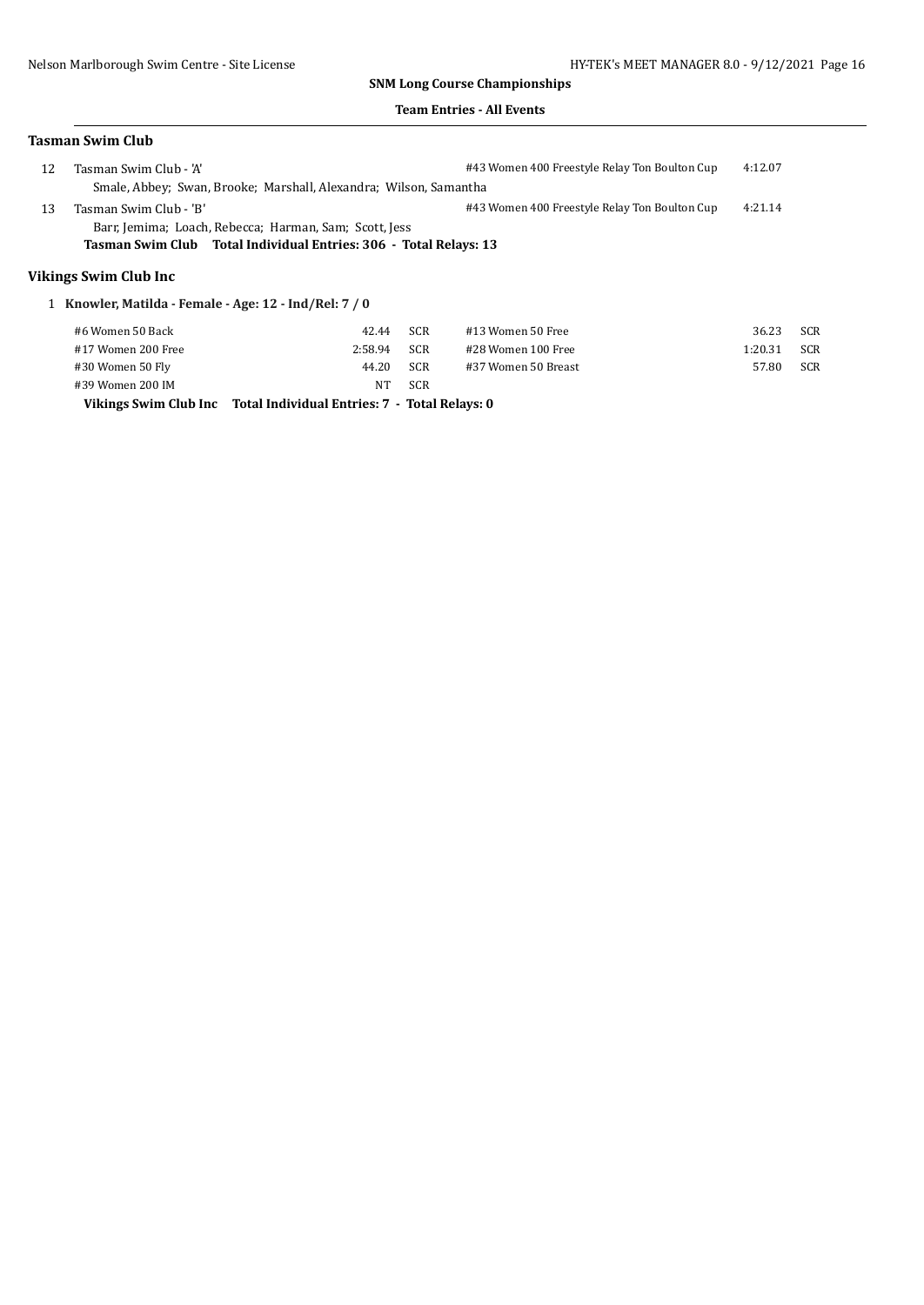**SNM Long Course Championships**

**Team Entries - All Events**

### Tasman Swim Club

12 Tasman Swim Club - 'A' — #43 Women 400 Freestyle Relay Ton Boulton Cup — 4:12.07
Smale, Abbey; Swan, Brooke; Marshall, Alexandra; Wilson, Samantha

13 Tasman Swim Club - 'B' — #43 Women 400 Freestyle Relay Ton Boulton Cup — 4:21.14
Barr, Jemima; Loach, Rebecca; Harman, Sam; Scott, Jess

**Tasman Swim Club Total Individual Entries: 306 - Total Relays: 13**

### Vikings Swim Club Inc

1 **Knowler, Matilda - Female - Age: 12 - Ind/Rel: 7 / 0**

| Event | Time | | Event | Time | |
|---|---|---|---|---|---|
| #6 Women 50 Back | 42.44 | SCR | #13 Women 50 Free | 36.23 | SCR |
| #17 Women 200 Free | 2:58.94 | SCR | #28 Women 100 Free | 1:20.31 | SCR |
| #30 Women 50 Fly | 44.20 | SCR | #37 Women 50 Breast | 57.80 | SCR |
| #39 Women 200 IM | NT | SCR | | | |

**Vikings Swim Club Inc Total Individual Entries: 7 - Total Relays: 0**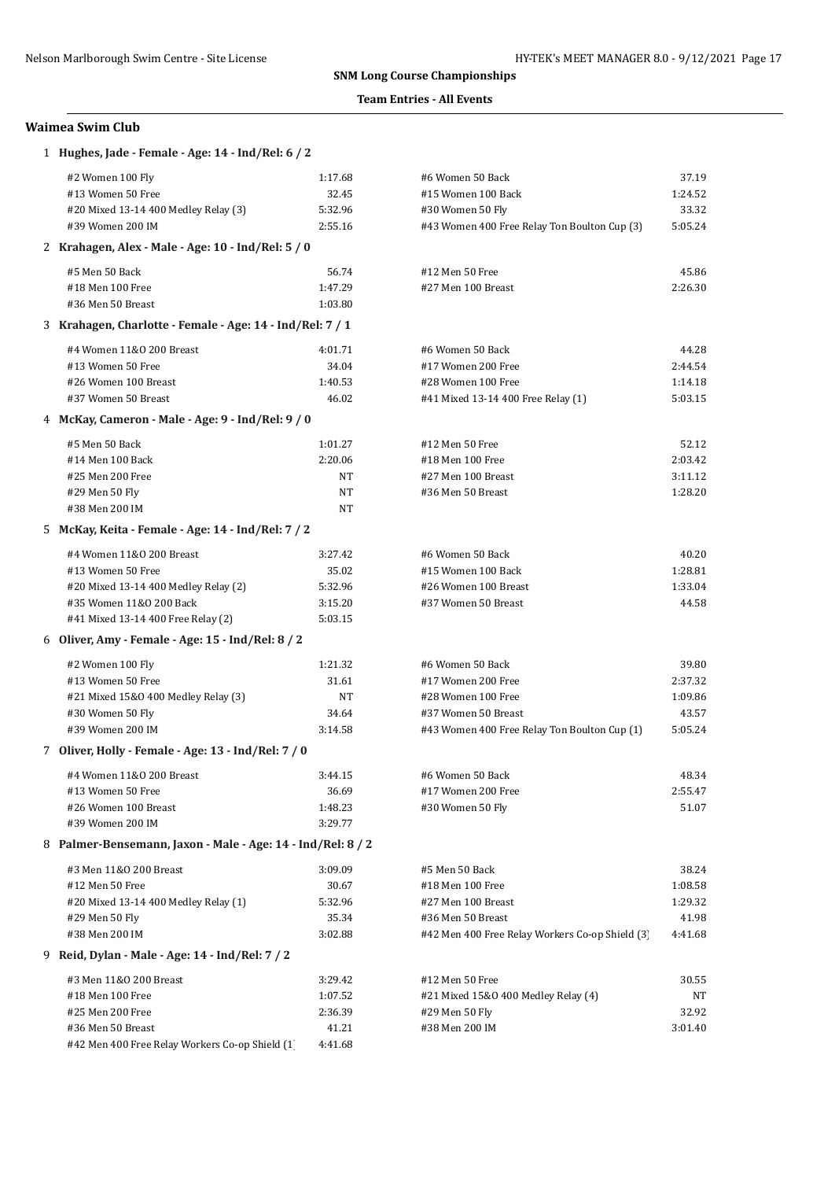**SNM Long Course Championships**

**Team Entries - All Events**

## Waimea Swim Club

### 1 Hughes, Jade - Female - Age: 14 - Ind/Rel: 6 / 2

| Event | Time | Event | Time |
|---|---|---|---|
| #2 Women 100 Fly | 1:17.68 | #6 Women 50 Back | 37.19 |
| #13 Women 50 Free | 32.45 | #15 Women 100 Back | 1:24.52 |
| #20 Mixed 13-14 400 Medley Relay (3) | 5:32.96 | #30 Women 50 Fly | 33.32 |
| #39 Women 200 IM | 2:55.16 | #43 Women 400 Free Relay Ton Boulton Cup (3) | 5:05.24 |

### 2 Krahagen, Alex - Male - Age: 10 - Ind/Rel: 5 / 0

| Event | Time | Event | Time |
|---|---|---|---|
| #5 Men 50 Back | 56.74 | #12 Men 50 Free | 45.86 |
| #18 Men 100 Free | 1:47.29 | #27 Men 100 Breast | 2:26.30 |
| #36 Men 50 Breast | 1:03.80 | | |

### 3 Krahagen, Charlotte - Female - Age: 14 - Ind/Rel: 7 / 1

| Event | Time | Event | Time |
|---|---|---|---|
| #4 Women 11&O 200 Breast | 4:01.71 | #6 Women 50 Back | 44.28 |
| #13 Women 50 Free | 34.04 | #17 Women 200 Free | 2:44.54 |
| #26 Women 100 Breast | 1:40.53 | #28 Women 100 Free | 1:14.18 |
| #37 Women 50 Breast | 46.02 | #41 Mixed 13-14 400 Free Relay (1) | 5:03.15 |

### 4 McKay, Cameron - Male - Age: 9 - Ind/Rel: 9 / 0

| Event | Time | Event | Time |
|---|---|---|---|
| #5 Men 50 Back | 1:01.27 | #12 Men 50 Free | 52.12 |
| #14 Men 100 Back | 2:20.06 | #18 Men 100 Free | 2:03.42 |
| #25 Men 200 Free | NT | #27 Men 100 Breast | 3:11.12 |
| #29 Men 50 Fly | NT | #36 Men 50 Breast | 1:28.20 |
| #38 Men 200 IM | NT | | |

### 5 McKay, Keita - Female - Age: 14 - Ind/Rel: 7 / 2

| Event | Time | Event | Time |
|---|---|---|---|
| #4 Women 11&O 200 Breast | 3:27.42 | #6 Women 50 Back | 40.20 |
| #13 Women 50 Free | 35.02 | #15 Women 100 Back | 1:28.81 |
| #20 Mixed 13-14 400 Medley Relay (2) | 5:32.96 | #26 Women 100 Breast | 1:33.04 |
| #35 Women 11&O 200 Back | 3:15.20 | #37 Women 50 Breast | 44.58 |
| #41 Mixed 13-14 400 Free Relay (2) | 5:03.15 | | |

### 6 Oliver, Amy - Female - Age: 15 - Ind/Rel: 8 / 2

| Event | Time | Event | Time |
|---|---|---|---|
| #2 Women 100 Fly | 1:21.32 | #6 Women 50 Back | 39.80 |
| #13 Women 50 Free | 31.61 | #17 Women 200 Free | 2:37.32 |
| #21 Mixed 15&O 400 Medley Relay (3) | NT | #28 Women 100 Free | 1:09.86 |
| #30 Women 50 Fly | 34.64 | #37 Women 50 Breast | 43.57 |
| #39 Women 200 IM | 3:14.58 | #43 Women 400 Free Relay Ton Boulton Cup (1) | 5:05.24 |

### 7 Oliver, Holly - Female - Age: 13 - Ind/Rel: 7 / 0

| Event | Time | Event | Time |
|---|---|---|---|
| #4 Women 11&O 200 Breast | 3:44.15 | #6 Women 50 Back | 48.34 |
| #13 Women 50 Free | 36.69 | #17 Women 200 Free | 2:55.47 |
| #26 Women 100 Breast | 1:48.23 | #30 Women 50 Fly | 51.07 |
| #39 Women 200 IM | 3:29.77 | | |

### 8 Palmer-Bensemann, Jaxon - Male - Age: 14 - Ind/Rel: 8 / 2

| Event | Time | Event | Time |
|---|---|---|---|
| #3 Men 11&O 200 Breast | 3:09.09 | #5 Men 50 Back | 38.24 |
| #12 Men 50 Free | 30.67 | #18 Men 100 Free | 1:08.58 |
| #20 Mixed 13-14 400 Medley Relay (1) | 5:32.96 | #27 Men 100 Breast | 1:29.32 |
| #29 Men 50 Fly | 35.34 | #36 Men 50 Breast | 41.98 |
| #38 Men 200 IM | 3:02.88 | #42 Men 400 Free Relay Workers Co-op Shield (3) | 4:41.68 |

### 9 Reid, Dylan - Male - Age: 14 - Ind/Rel: 7 / 2

| Event | Time | Event | Time |
|---|---|---|---|
| #3 Men 11&O 200 Breast | 3:29.42 | #12 Men 50 Free | 30.55 |
| #18 Men 100 Free | 1:07.52 | #21 Mixed 15&O 400 Medley Relay (4) | NT |
| #25 Men 200 Free | 2:36.39 | #29 Men 50 Fly | 32.92 |
| #36 Men 50 Breast | 41.21 | #38 Men 200 IM | 3:01.40 |
| #42 Men 400 Free Relay Workers Co-op Shield (1) | 4:41.68 | | |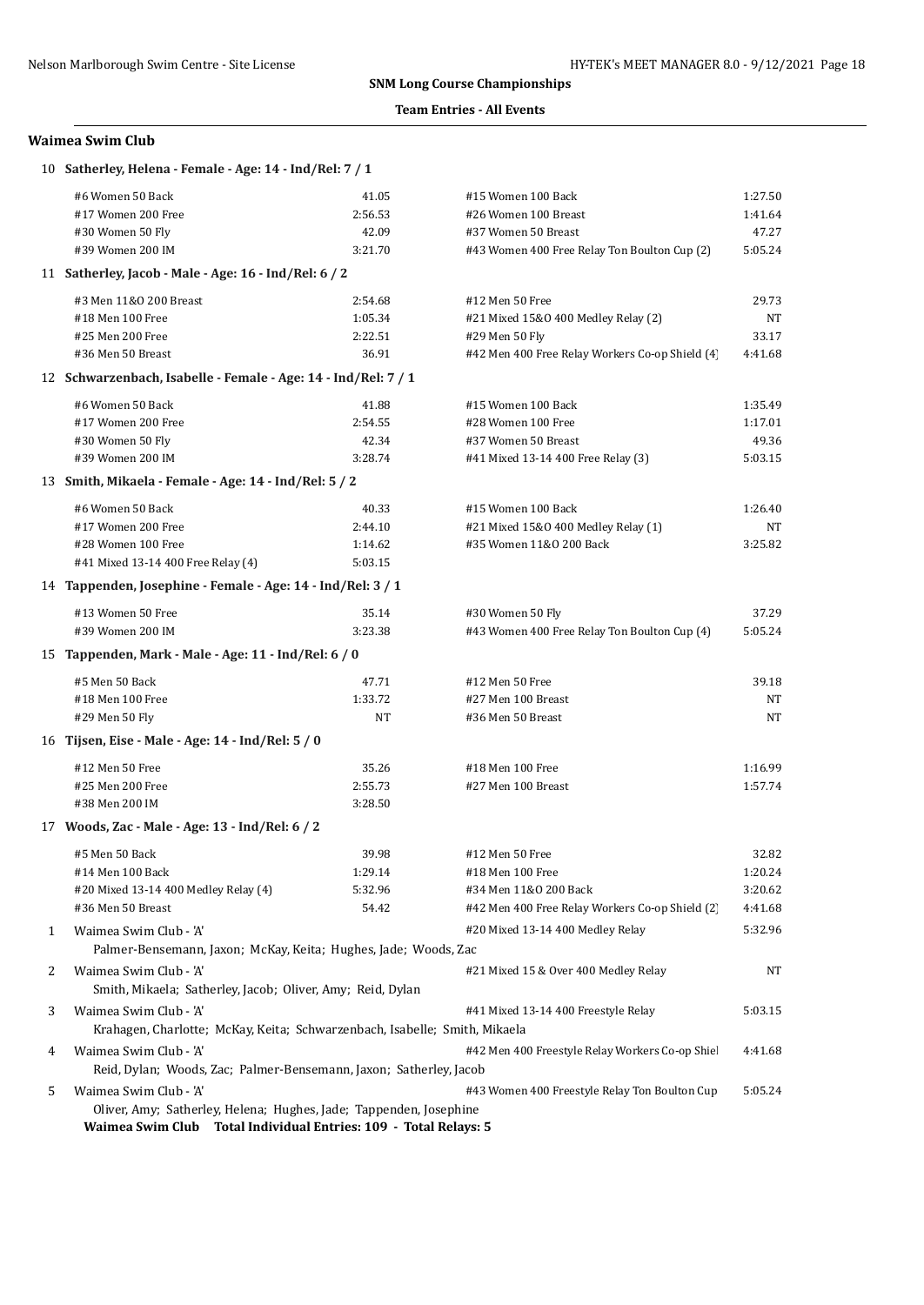**SNM Long Course Championships**

**Team Entries - All Events**

## Waimea Swim Club

### 10 Satherley, Helena - Female - Age: 14 - Ind/Rel: 7 / 1

| Event | Time | Event | Time |
|---|---|---|---|
| #6 Women 50 Back | 41.05 | #15 Women 100 Back | 1:27.50 |
| #17 Women 200 Free | 2:56.53 | #26 Women 100 Breast | 1:41.64 |
| #30 Women 50 Fly | 42.09 | #37 Women 50 Breast | 47.27 |
| #39 Women 200 IM | 3:21.70 | #43 Women 400 Free Relay Ton Boulton Cup (2) | 5:05.24 |

### 11 Satherley, Jacob - Male - Age: 16 - Ind/Rel: 6 / 2

| Event | Time | Event | Time |
|---|---|---|---|
| #3 Men 11&O 200 Breast | 2:54.68 | #12 Men 50 Free | 29.73 |
| #18 Men 100 Free | 1:05.34 | #21 Mixed 15&O 400 Medley Relay (2) | NT |
| #25 Men 200 Free | 2:22.51 | #29 Men 50 Fly | 33.17 |
| #36 Men 50 Breast | 36.91 | #42 Men 400 Free Relay Workers Co-op Shield (4) | 4:41.68 |

### 12 Schwarzenbach, Isabelle - Female - Age: 14 - Ind/Rel: 7 / 1

| Event | Time | Event | Time |
|---|---|---|---|
| #6 Women 50 Back | 41.88 | #15 Women 100 Back | 1:35.49 |
| #17 Women 200 Free | 2:54.55 | #28 Women 100 Free | 1:17.01 |
| #30 Women 50 Fly | 42.34 | #37 Women 50 Breast | 49.36 |
| #39 Women 200 IM | 3:28.74 | #41 Mixed 13-14 400 Free Relay (3) | 5:03.15 |

### 13 Smith, Mikaela - Female - Age: 14 - Ind/Rel: 5 / 2

| Event | Time | Event | Time |
|---|---|---|---|
| #6 Women 50 Back | 40.33 | #15 Women 100 Back | 1:26.40 |
| #17 Women 200 Free | 2:44.10 | #21 Mixed 15&O 400 Medley Relay (1) | NT |
| #28 Women 100 Free | 1:14.62 | #35 Women 11&O 200 Back | 3:25.82 |
| #41 Mixed 13-14 400 Free Relay (4) | 5:03.15 | | |

### 14 Tappenden, Josephine - Female - Age: 14 - Ind/Rel: 3 / 1

| Event | Time | Event | Time |
|---|---|---|---|
| #13 Women 50 Free | 35.14 | #30 Women 50 Fly | 37.29 |
| #39 Women 200 IM | 3:23.38 | #43 Women 400 Free Relay Ton Boulton Cup (4) | 5:05.24 |

### 15 Tappenden, Mark - Male - Age: 11 - Ind/Rel: 6 / 0

| Event | Time | Event | Time |
|---|---|---|---|
| #5 Men 50 Back | 47.71 | #12 Men 50 Free | 39.18 |
| #18 Men 100 Free | 1:33.72 | #27 Men 100 Breast | NT |
| #29 Men 50 Fly | NT | #36 Men 50 Breast | NT |

### 16 Tijsen, Eise - Male - Age: 14 - Ind/Rel: 5 / 0

| Event | Time | Event | Time |
|---|---|---|---|
| #12 Men 50 Free | 35.26 | #18 Men 100 Free | 1:16.99 |
| #25 Men 200 Free | 2:55.73 | #27 Men 100 Breast | 1:57.74 |
| #38 Men 200 IM | 3:28.50 | | |

### 17 Woods, Zac - Male - Age: 13 - Ind/Rel: 6 / 2

| Event | Time | Event | Time |
|---|---|---|---|
| #5 Men 50 Back | 39.98 | #12 Men 50 Free | 32.82 |
| #14 Men 100 Back | 1:29.14 | #18 Men 100 Free | 1:20.24 |
| #20 Mixed 13-14 400 Medley Relay (4) | 5:32.96 | #34 Men 11&O 200 Back | 3:20.62 |
| #36 Men 50 Breast | 54.42 | #42 Men 400 Free Relay Workers Co-op Shield (2) | 4:41.68 |

### Relays

| # | Team | Event | Time |
|---|---|---|---|
| 1 | Waimea Swim Club - 'A' | #20 Mixed 13-14 400 Medley Relay | 5:32.96 |
| | Palmer-Bensemann, Jaxon; McKay, Keita; Hughes, Jade; Woods, Zac | | |
| 2 | Waimea Swim Club - 'A' | #21 Mixed 15 & Over 400 Medley Relay | NT |
| | Smith, Mikaela; Satherley, Jacob; Oliver, Amy; Reid, Dylan | | |
| 3 | Waimea Swim Club - 'A' | #41 Mixed 13-14 400 Freestyle Relay | 5:03.15 |
| | Krahagen, Charlotte; McKay, Keita; Schwarzenbach, Isabelle; Smith, Mikaela | | |
| 4 | Waimea Swim Club - 'A' | #42 Men 400 Freestyle Relay Workers Co-op Shiel | 4:41.68 |
| | Reid, Dylan; Woods, Zac; Palmer-Bensemann, Jaxon; Satherley, Jacob | | |
| 5 | Waimea Swim Club - 'A' | #43 Women 400 Freestyle Relay Ton Boulton Cup | 5:05.24 |
| | Oliver, Amy; Satherley, Helena; Hughes, Jade; Tappenden, Josephine | | |

**Waimea Swim Club Total Individual Entries: 109 - Total Relays: 5**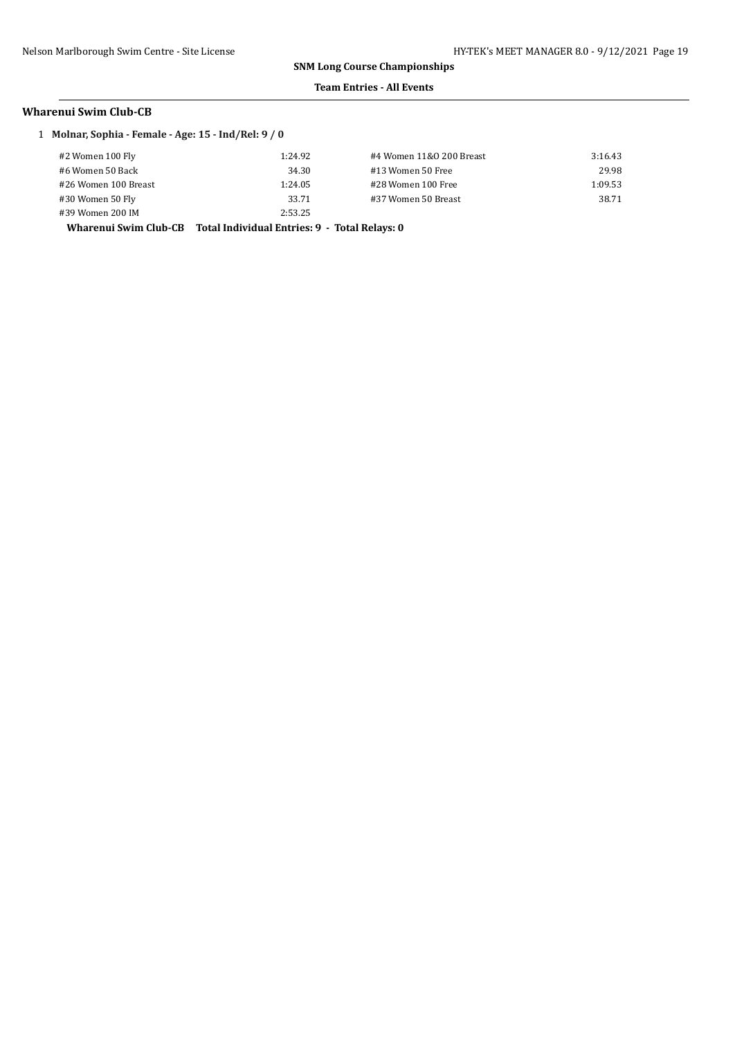**SNM Long Course Championships**

**Team Entries - All Events**

### Wharenui Swim Club-CB

1 **Molnar, Sophia - Female - Age: 15 - Ind/Rel: 9 / 0**

| | | | |
|---|---|---|---|
| #2 Women 100 Fly | 1:24.92 | #4 Women 11&O 200 Breast | 3:16.43 |
| #6 Women 50 Back | 34.30 | #13 Women 50 Free | 29.98 |
| #26 Women 100 Breast | 1:24.05 | #28 Women 100 Free | 1:09.53 |
| #30 Women 50 Fly | 33.71 | #37 Women 50 Breast | 38.71 |
| #39 Women 200 IM | 2:53.25 | | |

**Wharenui Swim Club-CB Total Individual Entries: 9 - Total Relays: 0**